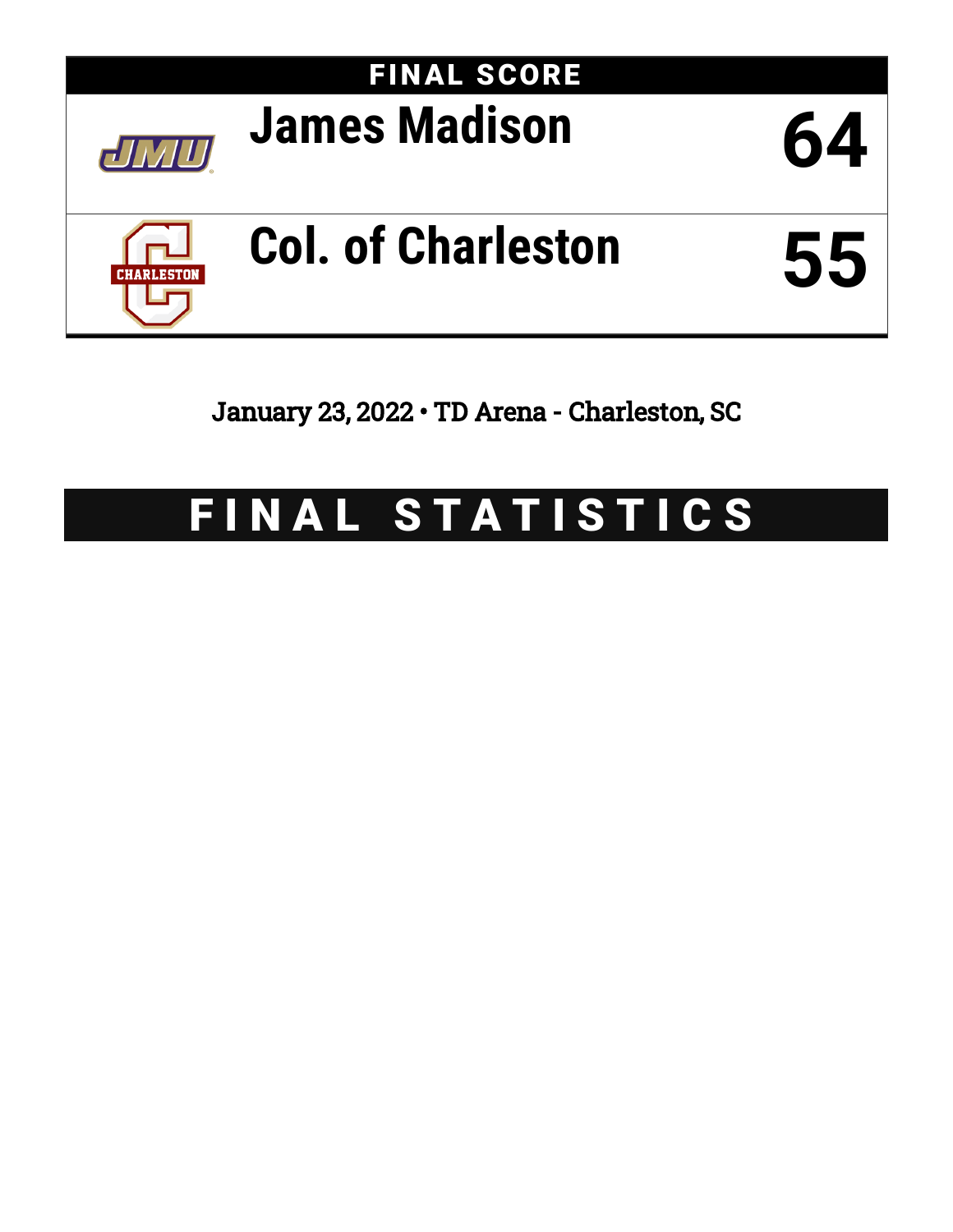## FINAL SCORE

| Team | Score |
| --- | --- |
| James Madison | 64 |
| Col. of Charleston | 55 |

January 23, 2022 • TD Arena - Charleston, SC

# FINAL STATISTICS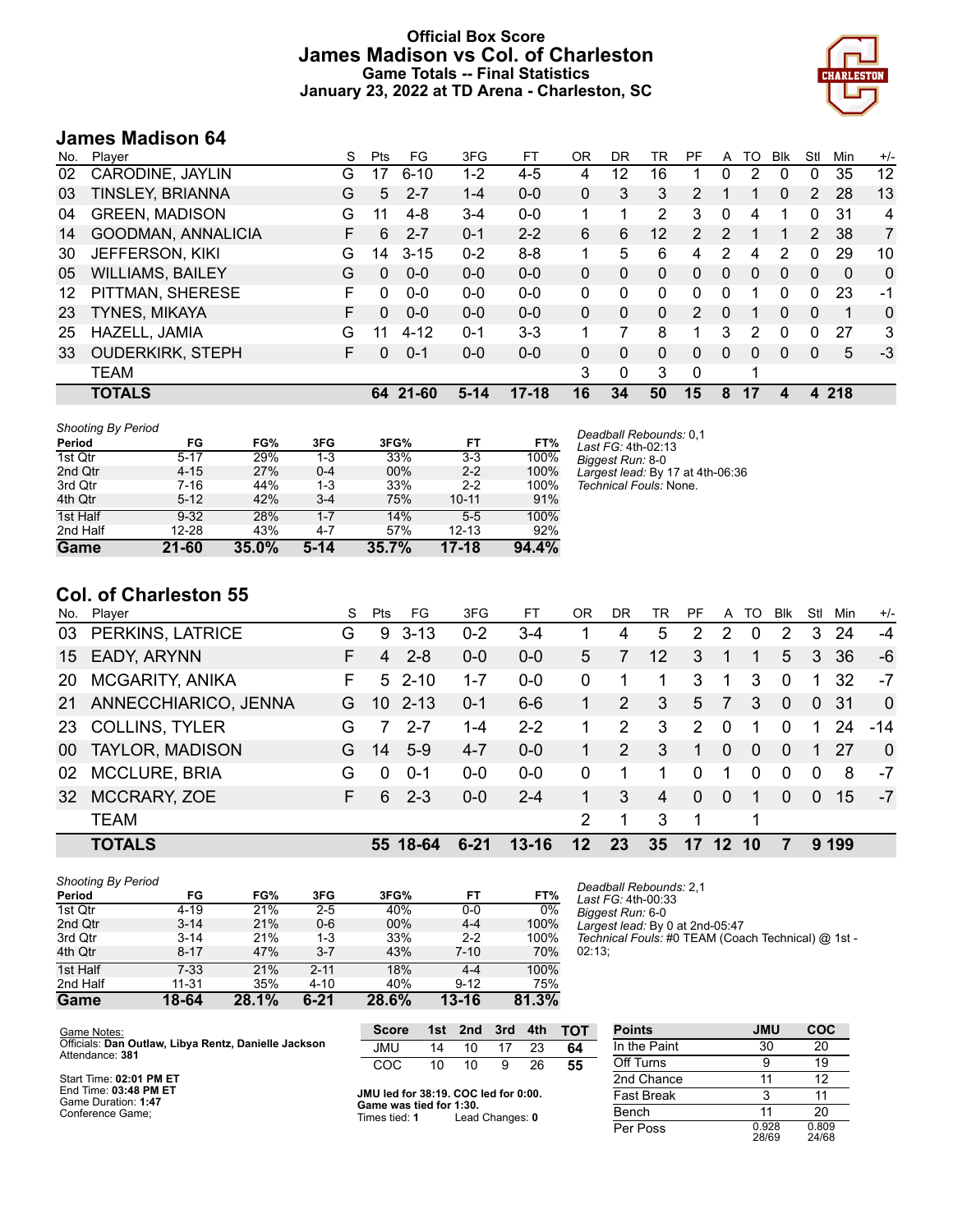# Official Box Score
# James Madison vs Col. of Charleston
## Game Totals -- Final Statistics
## January 23, 2022 at TD Arena - Charleston, SC

## James Madison 64

| No. | Player | S | Pts | FG | 3FG | FT | OR | DR | TR | PF | A | TO | Blk | Stl | Min | +/- |
|---|---|---|---|---|---|---|---|---|---|---|---|---|---|---|---|---|
| 02 | CARODINE, JAYLIN | G | 17 | 6-10 | 1-2 | 4-5 | 4 | 12 | 16 | 1 | 0 | 2 | 0 | 0 | 35 | 12 |
| 03 | TINSLEY, BRIANNA | G | 5 | 2-7 | 1-4 | 0-0 | 0 | 3 | 3 | 2 | 1 | 1 | 0 | 2 | 28 | 13 |
| 04 | GREEN, MADISON | G | 11 | 4-8 | 3-4 | 0-0 | 1 | 1 | 2 | 3 | 0 | 4 | 1 | 0 | 31 | 4 |
| 14 | GOODMAN, ANNALICIA | F | 6 | 2-7 | 0-1 | 2-2 | 6 | 6 | 12 | 2 | 2 | 1 | 1 | 2 | 38 | 7 |
| 30 | JEFFERSON, KIKI | G | 14 | 3-15 | 0-2 | 8-8 | 1 | 5 | 6 | 4 | 2 | 4 | 2 | 0 | 29 | 10 |
| 05 | WILLIAMS, BAILEY | G | 0 | 0-0 | 0-0 | 0-0 | 0 | 0 | 0 | 0 | 0 | 0 | 0 | 0 | 0 | 0 |
| 12 | PITTMAN, SHERESE | F | 0 | 0-0 | 0-0 | 0-0 | 0 | 0 | 0 | 0 | 0 | 1 | 0 | 0 | 23 | -1 |
| 23 | TYNES, MIKAYA | F | 0 | 0-0 | 0-0 | 0-0 | 0 | 0 | 0 | 2 | 0 | 1 | 0 | 0 | 1 | 0 |
| 25 | HAZELL, JAMIA | G | 11 | 4-12 | 0-1 | 3-3 | 1 | 7 | 8 | 1 | 3 | 2 | 0 | 0 | 27 | 3 |
| 33 | OUDERKIRK, STEPH | F | 0 | 0-1 | 0-0 | 0-0 | 0 | 0 | 0 | 0 | 0 | 0 | 0 | 0 | 5 | -3 |
| | TEAM | | | | | | 3 | 0 | 3 | 0 | | 1 | | | | |
| | **TOTALS** | | **64** | **21-60** | **5-14** | **17-18** | **16** | **34** | **50** | **15** | **8** | **17** | **4** | **4** | **218** | |

*Shooting By Period*

| Period | FG | FG% | 3FG | 3FG% | FT | FT% |
|---|---|---|---|---|---|---|
| 1st Qtr | 5-17 | 29% | 1-3 | 33% | 3-3 | 100% |
| 2nd Qtr | 4-15 | 27% | 0-4 | 00% | 2-2 | 100% |
| 3rd Qtr | 7-16 | 44% | 1-3 | 33% | 2-2 | 100% |
| 4th Qtr | 5-12 | 42% | 3-4 | 75% | 10-11 | 91% |
| 1st Half | 9-32 | 28% | 1-7 | 14% | 5-5 | 100% |
| 2nd Half | 12-28 | 43% | 4-7 | 57% | 12-13 | 92% |
| **Game** | **21-60** | **35.0%** | **5-14** | **35.7%** | **17-18** | **94.4%** |

*Deadball Rebounds:* 0,1
*Last FG:* 4th-02:13
*Biggest Run:* 8-0
*Largest lead:* By 17 at 4th-06:36
*Technical Fouls:* None.

## Col. of Charleston 55

| No. | Player | S | Pts | FG | 3FG | FT | OR | DR | TR | PF | A | TO | Blk | Stl | Min | +/- |
|---|---|---|---|---|---|---|---|---|---|---|---|---|---|---|---|---|
| 03 | PERKINS, LATRICE | G | 9 | 3-13 | 0-2 | 3-4 | 1 | 4 | 5 | 2 | 2 | 0 | 2 | 3 | 24 | -4 |
| 15 | EADY, ARYNN | F | 4 | 2-8 | 0-0 | 0-0 | 5 | 7 | 12 | 3 | 1 | 1 | 5 | 3 | 36 | -6 |
| 20 | MCGARITY, ANIKA | F | 5 | 2-10 | 1-7 | 0-0 | 0 | 1 | 1 | 3 | 1 | 3 | 0 | 1 | 32 | -7 |
| 21 | ANNECCHIARICO, JENNA | G | 10 | 2-13 | 0-1 | 6-6 | 1 | 2 | 3 | 5 | 7 | 3 | 0 | 0 | 31 | 0 |
| 23 | COLLINS, TYLER | G | 7 | 2-7 | 1-4 | 2-2 | 1 | 2 | 3 | 2 | 0 | 1 | 0 | 1 | 24 | -14 |
| 00 | TAYLOR, MADISON | G | 14 | 5-9 | 4-7 | 0-0 | 1 | 2 | 3 | 1 | 0 | 0 | 0 | 1 | 27 | 0 |
| 02 | MCCLURE, BRIA | G | 0 | 0-1 | 0-0 | 0-0 | 0 | 1 | 1 | 0 | 1 | 0 | 0 | 0 | 8 | -7 |
| 32 | MCCRARY, ZOE | F | 6 | 2-3 | 0-0 | 2-4 | 1 | 3 | 4 | 0 | 0 | 1 | 0 | 0 | 15 | -7 |
| | TEAM | | | | | | 2 | 1 | 3 | 1 | | 1 | | | | |
| | **TOTALS** | | **55** | **18-64** | **6-21** | **13-16** | **12** | **23** | **35** | **17** | **12** | **10** | **7** | **9** | **199** | |

*Shooting By Period*

| Period | FG | FG% | 3FG | 3FG% | FT | FT% |
|---|---|---|---|---|---|---|
| 1st Qtr | 4-19 | 21% | 2-5 | 40% | 0-0 | 0% |
| 2nd Qtr | 3-14 | 21% | 0-6 | 00% | 4-4 | 100% |
| 3rd Qtr | 3-14 | 21% | 1-3 | 33% | 2-2 | 100% |
| 4th Qtr | 8-17 | 47% | 3-7 | 43% | 7-10 | 70% |
| 1st Half | 7-33 | 21% | 2-11 | 18% | 4-4 | 100% |
| 2nd Half | 11-31 | 35% | 4-10 | 40% | 9-12 | 75% |
| **Game** | **18-64** | **28.1%** | **6-21** | **28.6%** | **13-16** | **81.3%** |

*Deadball Rebounds:* 2,1
*Last FG:* 4th-00:33
*Biggest Run:* 6-0
*Largest lead:* By 0 at 2nd-05:47
*Technical Fouls:* #0 TEAM (Coach Technical) @ 1st - 02:13;

Game Notes:
Officials: **Dan Outlaw, Libya Rentz, Danielle Jackson**
Attendance: **381**

Start Time: **02:01 PM ET**
End Time: **03:48 PM ET**
Game Duration: **1:47**
Conference Game;

| Score | 1st | 2nd | 3rd | 4th | TOT |
|---|---|---|---|---|---|
| JMU | 14 | 10 | 17 | 23 | **64** |
| COC | 10 | 10 | 9 | 26 | **55** |

**JMU led for 38:19. COC led for 0:00.**
**Game was tied for 1:30.**
Times tied: **1** Lead Changes: **0**

| Points | JMU | COC |
|---|---|---|
| In the Paint | 30 | 20 |
| Off Turns | 9 | 19 |
| 2nd Chance | 11 | 12 |
| Fast Break | 3 | 11 |
| Bench | 11 | 20 |
| Per Poss | 0.928 28/69 | 0.809 24/68 |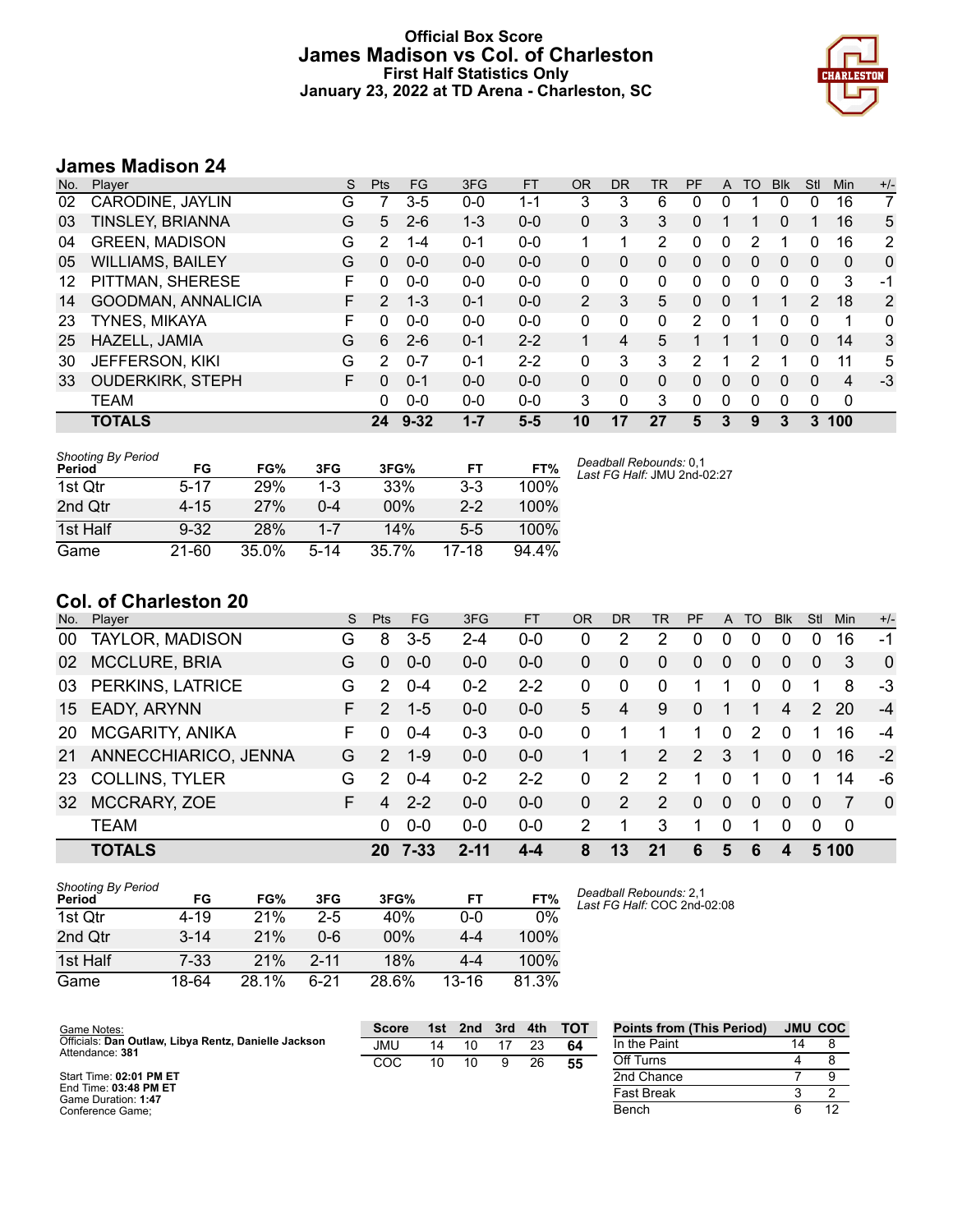# Official Box Score
## James Madison vs Col. of Charleston
### First Half Statistics Only
### January 23, 2022 at TD Arena - Charleston, SC

## James Madison 24

| No. | Player | S | Pts | FG | 3FG | FT | OR | DR | TR | PF | A | TO | Blk | Stl | Min | +/- |
|---|---|---|---|---|---|---|---|---|---|---|---|---|---|---|---|---|
| 02 | CARODINE, JAYLIN | G | 7 | 3-5 | 0-0 | 1-1 | 3 | 3 | 6 | 0 | 0 | 1 | 0 | 0 | 16 | 7 |
| 03 | TINSLEY, BRIANNA | G | 5 | 2-6 | 1-3 | 0-0 | 0 | 3 | 3 | 0 | 1 | 1 | 0 | 1 | 16 | 5 |
| 04 | GREEN, MADISON | G | 2 | 1-4 | 0-1 | 0-0 | 1 | 1 | 2 | 0 | 0 | 2 | 1 | 0 | 16 | 2 |
| 05 | WILLIAMS, BAILEY | G | 0 | 0-0 | 0-0 | 0-0 | 0 | 0 | 0 | 0 | 0 | 0 | 0 | 0 | 0 | 0 |
| 12 | PITTMAN, SHERESE | F | 0 | 0-0 | 0-0 | 0-0 | 0 | 0 | 0 | 0 | 0 | 0 | 0 | 0 | 3 | -1 |
| 14 | GOODMAN, ANNALICIA | F | 2 | 1-3 | 0-1 | 0-0 | 2 | 3 | 5 | 0 | 0 | 1 | 1 | 2 | 18 | 2 |
| 23 | TYNES, MIKAYA | F | 0 | 0-0 | 0-0 | 0-0 | 0 | 0 | 0 | 2 | 0 | 1 | 0 | 0 | 1 | 0 |
| 25 | HAZELL, JAMIA | G | 6 | 2-6 | 0-1 | 2-2 | 1 | 4 | 5 | 1 | 1 | 1 | 0 | 0 | 14 | 3 |
| 30 | JEFFERSON, KIKI | G | 2 | 0-7 | 0-1 | 2-2 | 0 | 3 | 3 | 2 | 1 | 2 | 1 | 0 | 11 | 5 |
| 33 | OUDERKIRK, STEPH | F | 0 | 0-1 | 0-0 | 0-0 | 0 | 0 | 0 | 0 | 0 | 0 | 0 | 0 | 4 | -3 |
| | TEAM | | 0 | 0-0 | 0-0 | 0-0 | 3 | 0 | 3 | 0 | 0 | 0 | 0 | 0 | 0 | |
| | **TOTALS** | | **24** | **9-32** | **1-7** | **5-5** | **10** | **17** | **27** | **5** | **3** | **9** | **3** | **3** | **100** | |

| Shooting By Period Period | FG | FG% | 3FG | 3FG% | FT | FT% |
|---|---|---|---|---|---|---|
| 1st Qtr | 5-17 | 29% | 1-3 | 33% | 3-3 | 100% |
| 2nd Qtr | 4-15 | 27% | 0-4 | 00% | 2-2 | 100% |
| 1st Half | 9-32 | 28% | 1-7 | 14% | 5-5 | 100% |
| Game | 21-60 | 35.0% | 5-14 | 35.7% | 17-18 | 94.4% |

*Deadball Rebounds:* 0,1
*Last FG Half:* JMU 2nd-02:27

## Col. of Charleston 20

| No. | Player | S | Pts | FG | 3FG | FT | OR | DR | TR | PF | A | TO | Blk | Stl | Min | +/- |
|---|---|---|---|---|---|---|---|---|---|---|---|---|---|---|---|---|
| 00 | TAYLOR, MADISON | G | 8 | 3-5 | 2-4 | 0-0 | 0 | 2 | 2 | 0 | 0 | 0 | 0 | 0 | 16 | -1 |
| 02 | MCCLURE, BRIA | G | 0 | 0-0 | 0-0 | 0-0 | 0 | 0 | 0 | 0 | 0 | 0 | 0 | 0 | 3 | 0 |
| 03 | PERKINS, LATRICE | G | 2 | 0-4 | 0-2 | 2-2 | 0 | 0 | 0 | 1 | 1 | 0 | 0 | 1 | 8 | -3 |
| 15 | EADY, ARYNN | F | 2 | 1-5 | 0-0 | 0-0 | 5 | 4 | 9 | 0 | 1 | 1 | 4 | 2 | 20 | -4 |
| 20 | MCGARITY, ANIKA | F | 0 | 0-4 | 0-3 | 0-0 | 0 | 1 | 1 | 1 | 0 | 2 | 0 | 1 | 16 | -4 |
| 21 | ANNECCHIARICO, JENNA | G | 2 | 1-9 | 0-0 | 0-0 | 1 | 1 | 2 | 2 | 3 | 1 | 0 | 0 | 16 | -2 |
| 23 | COLLINS, TYLER | G | 2 | 0-4 | 0-2 | 2-2 | 0 | 2 | 2 | 1 | 0 | 1 | 0 | 1 | 14 | -6 |
| 32 | MCCRARY, ZOE | F | 4 | 2-2 | 0-0 | 0-0 | 0 | 2 | 2 | 0 | 0 | 0 | 0 | 0 | 7 | 0 |
| | TEAM | | 0 | 0-0 | 0-0 | 0-0 | 2 | 1 | 3 | 1 | 0 | 1 | 0 | 0 | 0 | |
| | **TOTALS** | | **20** | **7-33** | **2-11** | **4-4** | **8** | **13** | **21** | **6** | **5** | **6** | **4** | **5** | **100** | |

| Shooting By Period Period | FG | FG% | 3FG | 3FG% | FT | FT% |
|---|---|---|---|---|---|---|
| 1st Qtr | 4-19 | 21% | 2-5 | 40% | 0-0 | 0% |
| 2nd Qtr | 3-14 | 21% | 0-6 | 00% | 4-4 | 100% |
| 1st Half | 7-33 | 21% | 2-11 | 18% | 4-4 | 100% |
| Game | 18-64 | 28.1% | 6-21 | 28.6% | 13-16 | 81.3% |

*Deadball Rebounds:* 2,1
*Last FG Half:* COC 2nd-02:08

Game Notes:
Officials: **Dan Outlaw, Libya Rentz, Danielle Jackson**
Attendance: **381**

Start Time: **02:01 PM ET**
End Time: **03:48 PM ET**
Game Duration: **1:47**
Conference Game;

| Score | 1st | 2nd | 3rd | 4th | TOT |
|---|---|---|---|---|---|
| JMU | 14 | 10 | 17 | 23 | **64** |
| COC | 10 | 10 | 9 | 26 | **55** |

| Points from (This Period) | JMU | COC |
|---|---|---|
| In the Paint | 14 | 8 |
| Off Turns | 4 | 8 |
| 2nd Chance | 7 | 9 |
| Fast Break | 3 | 2 |
| Bench | 6 | 12 |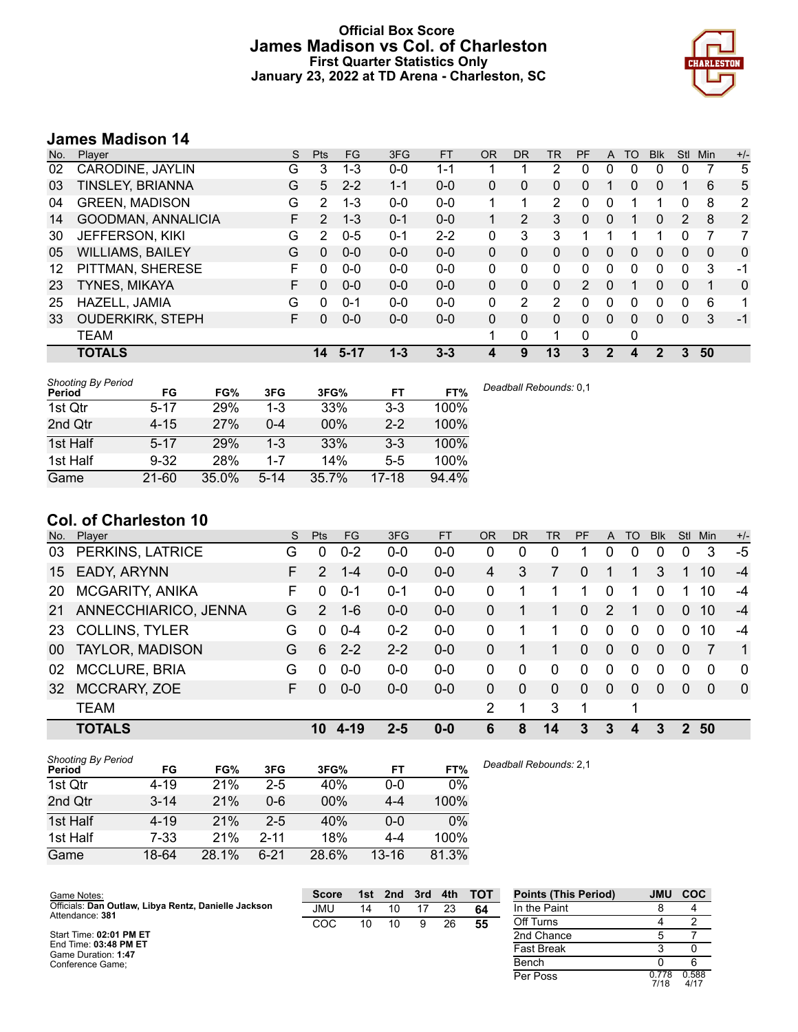# Official Box Score
## James Madison vs Col. of Charleston
### First Quarter Statistics Only
### January 23, 2022 at TD Arena - Charleston, SC

## James Madison 14

| No. | Player | S | Pts | FG | 3FG | FT | OR | DR | TR | PF | A | TO | Blk | Stl | Min | +/- |
|---|---|---|---|---|---|---|---|---|---|---|---|---|---|---|---|---|
| 02 | CARODINE, JAYLIN | G | 3 | 1-3 | 0-0 | 1-1 | 1 | 1 | 2 | 0 | 0 | 0 | 0 | 0 | 7 | 5 |
| 03 | TINSLEY, BRIANNA | G | 5 | 2-2 | 1-1 | 0-0 | 0 | 0 | 0 | 0 | 1 | 0 | 0 | 1 | 6 | 5 |
| 04 | GREEN, MADISON | G | 2 | 1-3 | 0-0 | 0-0 | 1 | 1 | 2 | 0 | 0 | 1 | 1 | 0 | 8 | 2 |
| 14 | GOODMAN, ANNALICIA | F | 2 | 1-3 | 0-1 | 0-0 | 1 | 2 | 3 | 0 | 0 | 1 | 0 | 2 | 8 | 2 |
| 30 | JEFFERSON, KIKI | G | 2 | 0-5 | 0-1 | 2-2 | 0 | 3 | 3 | 1 | 1 | 1 | 1 | 0 | 7 | 7 |
| 05 | WILLIAMS, BAILEY | G | 0 | 0-0 | 0-0 | 0-0 | 0 | 0 | 0 | 0 | 0 | 0 | 0 | 0 | 0 | 0 |
| 12 | PITTMAN, SHERESE | F | 0 | 0-0 | 0-0 | 0-0 | 0 | 0 | 0 | 0 | 0 | 0 | 0 | 0 | 3 | -1 |
| 23 | TYNES, MIKAYA | F | 0 | 0-0 | 0-0 | 0-0 | 0 | 0 | 0 | 2 | 0 | 1 | 0 | 0 | 1 | 0 |
| 25 | HAZELL, JAMIA | G | 0 | 0-1 | 0-0 | 0-0 | 0 | 2 | 2 | 0 | 0 | 0 | 0 | 0 | 6 | 1 |
| 33 | OUDERKIRK, STEPH | F | 0 | 0-0 | 0-0 | 0-0 | 0 | 0 | 0 | 0 | 0 | 0 | 0 | 0 | 3 | -1 |
| | TEAM | | | | | | 1 | 0 | 1 | 0 | | 0 | | | | |
| | **TOTALS** | | **14** | **5-17** | **1-3** | **3-3** | **4** | **9** | **13** | **3** | **2** | **4** | **2** | **3** | **50** | |

*Shooting By Period*

| Period | FG | FG% | 3FG | 3FG% | FT | FT% |
|---|---|---|---|---|---|---|
| 1st Qtr | 5-17 | 29% | 1-3 | 33% | 3-3 | 100% |
| 2nd Qtr | 4-15 | 27% | 0-4 | 00% | 2-2 | 100% |
| 1st Half | 5-17 | 29% | 1-3 | 33% | 3-3 | 100% |
| 1st Half | 9-32 | 28% | 1-7 | 14% | 5-5 | 100% |
| Game | 21-60 | 35.0% | 5-14 | 35.7% | 17-18 | 94.4% |

*Deadball Rebounds:* 0,1

## Col. of Charleston 10

| No. | Player | S | Pts | FG | 3FG | FT | OR | DR | TR | PF | A | TO | Blk | Stl | Min | +/- |
|---|---|---|---|---|---|---|---|---|---|---|---|---|---|---|---|---|
| 03 | PERKINS, LATRICE | G | 0 | 0-2 | 0-0 | 0-0 | 0 | 0 | 0 | 1 | 0 | 0 | 0 | 0 | 3 | -5 |
| 15 | EADY, ARYNN | F | 2 | 1-4 | 0-0 | 0-0 | 4 | 3 | 7 | 0 | 1 | 1 | 3 | 1 | 10 | -4 |
| 20 | MCGARITY, ANIKA | F | 0 | 0-1 | 0-1 | 0-0 | 0 | 1 | 1 | 1 | 0 | 1 | 0 | 1 | 10 | -4 |
| 21 | ANNECCHIARICO, JENNA | G | 2 | 1-6 | 0-0 | 0-0 | 0 | 1 | 1 | 0 | 2 | 1 | 0 | 0 | 10 | -4 |
| 23 | COLLINS, TYLER | G | 0 | 0-4 | 0-2 | 0-0 | 0 | 1 | 1 | 0 | 0 | 0 | 0 | 0 | 10 | -4 |
| 00 | TAYLOR, MADISON | G | 6 | 2-2 | 2-2 | 0-0 | 0 | 1 | 1 | 0 | 0 | 0 | 0 | 0 | 7 | 1 |
| 02 | MCCLURE, BRIA | G | 0 | 0-0 | 0-0 | 0-0 | 0 | 0 | 0 | 0 | 0 | 0 | 0 | 0 | 0 | 0 |
| 32 | MCCRARY, ZOE | F | 0 | 0-0 | 0-0 | 0-0 | 0 | 0 | 0 | 0 | 0 | 0 | 0 | 0 | 0 | 0 |
| | TEAM | | | | | | 2 | 1 | 3 | 1 | | 1 | | | | |
| | **TOTALS** | | **10** | **4-19** | **2-5** | **0-0** | **6** | **8** | **14** | **3** | **3** | **4** | **3** | **2** | **50** | |

*Shooting By Period*

| Period | FG | FG% | 3FG | 3FG% | FT | FT% |
|---|---|---|---|---|---|---|
| 1st Qtr | 4-19 | 21% | 2-5 | 40% | 0-0 | 0% |
| 2nd Qtr | 3-14 | 21% | 0-6 | 00% | 4-4 | 100% |
| 1st Half | 4-19 | 21% | 2-5 | 40% | 0-0 | 0% |
| 1st Half | 7-33 | 21% | 2-11 | 18% | 4-4 | 100% |
| Game | 18-64 | 28.1% | 6-21 | 28.6% | 13-16 | 81.3% |

*Deadball Rebounds:* 2,1

Game Notes:
Officials: **Dan Outlaw, Libya Rentz, Danielle Jackson**
Attendance: **381**

Start Time: **02:01 PM ET**
End Time: **03:48 PM ET**
Game Duration: **1:47**
Conference Game;

| Score | 1st | 2nd | 3rd | 4th | TOT |
|---|---|---|---|---|---|
| JMU | 14 | 10 | 17 | 23 | **64** |
| COC | 10 | 10 | 9 | 26 | **55** |

| Points (This Period) | JMU | COC |
|---|---|---|
| In the Paint | 8 | 4 |
| Off Turns | 4 | 2 |
| 2nd Chance | 5 | 7 |
| Fast Break | 3 | 0 |
| Bench | 0 | 6 |
| Per Poss | 0.778 7/18 | 0.588 4/17 |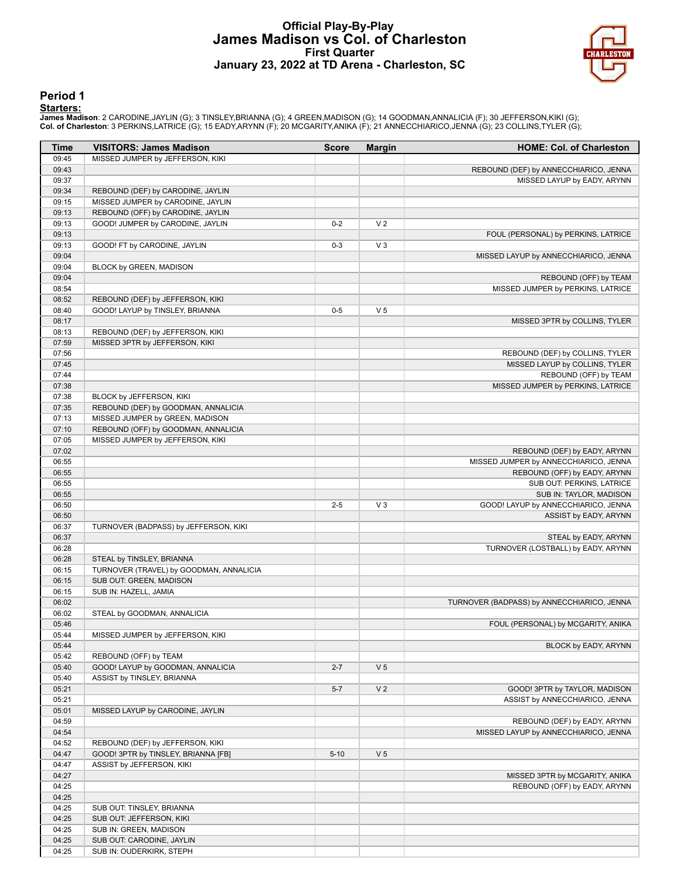# Official Play-By-Play
# James Madison vs Col. of Charleston
## First Quarter
## January 23, 2022 at TD Arena - Charleston, SC

### Period 1

**Starters:**

**James Madison**: 2 CARODINE,JAYLIN (G); 3 TINSLEY,BRIANNA (G); 4 GREEN,MADISON (G); 14 GOODMAN,ANNALICIA (F); 30 JEFFERSON,KIKI (G);
**Col. of Charleston**: 3 PERKINS,LATRICE (G); 15 EADY,ARYNN (F); 20 MCGARITY,ANIKA (F); 21 ANNECCHIARICO,JENNA (G); 23 COLLINS,TYLER (G);

| Time | VISITORS: James Madison | Score | Margin | HOME: Col. of Charleston |
|---|---|---|---|---|
| 09:45 | MISSED JUMPER by JEFFERSON, KIKI | | | |
| 09:43 | | | | REBOUND (DEF) by ANNECCHIARICO, JENNA |
| 09:37 | | | | MISSED LAYUP by EADY, ARYNN |
| 09:34 | REBOUND (DEF) by CARODINE, JAYLIN | | | |
| 09:15 | MISSED JUMPER by CARODINE, JAYLIN | | | |
| 09:13 | REBOUND (OFF) by CARODINE, JAYLIN | | | |
| 09:13 | GOOD! JUMPER by CARODINE, JAYLIN | 0-2 | V 2 | |
| 09:13 | | | | FOUL (PERSONAL) by PERKINS, LATRICE |
| 09:13 | GOOD! FT by CARODINE, JAYLIN | 0-3 | V 3 | |
| 09:04 | | | | MISSED LAYUP by ANNECCHIARICO, JENNA |
| 09:04 | BLOCK by GREEN, MADISON | | | |
| 09:04 | | | | REBOUND (OFF) by TEAM |
| 08:54 | | | | MISSED JUMPER by PERKINS, LATRICE |
| 08:52 | REBOUND (DEF) by JEFFERSON, KIKI | | | |
| 08:40 | GOOD! LAYUP by TINSLEY, BRIANNA | 0-5 | V 5 | |
| 08:17 | | | | MISSED 3PTR by COLLINS, TYLER |
| 08:13 | REBOUND (DEF) by JEFFERSON, KIKI | | | |
| 07:59 | MISSED 3PTR by JEFFERSON, KIKI | | | |
| 07:56 | | | | REBOUND (DEF) by COLLINS, TYLER |
| 07:45 | | | | MISSED LAYUP by COLLINS, TYLER |
| 07:44 | | | | REBOUND (OFF) by TEAM |
| 07:38 | | | | MISSED JUMPER by PERKINS, LATRICE |
| 07:38 | BLOCK by JEFFERSON, KIKI | | | |
| 07:35 | REBOUND (DEF) by GOODMAN, ANNALICIA | | | |
| 07:13 | MISSED JUMPER by GREEN, MADISON | | | |
| 07:10 | REBOUND (OFF) by GOODMAN, ANNALICIA | | | |
| 07:05 | MISSED JUMPER by JEFFERSON, KIKI | | | |
| 07:02 | | | | REBOUND (DEF) by EADY, ARYNN |
| 06:55 | | | | MISSED JUMPER by ANNECCHIARICO, JENNA |
| 06:55 | | | | REBOUND (OFF) by EADY, ARYNN |
| 06:55 | | | | SUB OUT: PERKINS, LATRICE |
| 06:55 | | | | SUB IN: TAYLOR, MADISON |
| 06:50 | | 2-5 | V 3 | GOOD! LAYUP by ANNECCHIARICO, JENNA |
| 06:50 | | | | ASSIST by EADY, ARYNN |
| 06:37 | TURNOVER (BADPASS) by JEFFERSON, KIKI | | | |
| 06:37 | | | | STEAL by EADY, ARYNN |
| 06:28 | | | | TURNOVER (LOSTBALL) by EADY, ARYNN |
| 06:28 | STEAL by TINSLEY, BRIANNA | | | |
| 06:15 | TURNOVER (TRAVEL) by GOODMAN, ANNALICIA | | | |
| 06:15 | SUB OUT: GREEN, MADISON | | | |
| 06:15 | SUB IN: HAZELL, JAMIA | | | |
| 06:02 | | | | TURNOVER (BADPASS) by ANNECCHIARICO, JENNA |
| 06:02 | STEAL by GOODMAN, ANNALICIA | | | |
| 05:46 | | | | FOUL (PERSONAL) by MCGARITY, ANIKA |
| 05:44 | MISSED JUMPER by JEFFERSON, KIKI | | | |
| 05:44 | | | | BLOCK by EADY, ARYNN |
| 05:42 | REBOUND (OFF) by TEAM | | | |
| 05:40 | GOOD! LAYUP by GOODMAN, ANNALICIA | 2-7 | V 5 | |
| 05:40 | ASSIST by TINSLEY, BRIANNA | | | |
| 05:21 | | 5-7 | V 2 | GOOD! 3PTR by TAYLOR, MADISON |
| 05:21 | | | | ASSIST by ANNECCHIARICO, JENNA |
| 05:01 | MISSED LAYUP by CARODINE, JAYLIN | | | |
| 04:59 | | | | REBOUND (DEF) by EADY, ARYNN |
| 04:54 | | | | MISSED LAYUP by ANNECCHIARICO, JENNA |
| 04:52 | REBOUND (DEF) by JEFFERSON, KIKI | | | |
| 04:47 | GOOD! 3PTR by TINSLEY, BRIANNA [FB] | 5-10 | V 5 | |
| 04:47 | ASSIST by JEFFERSON, KIKI | | | |
| 04:27 | | | | MISSED 3PTR by MCGARITY, ANIKA |
| 04:25 | | | | REBOUND (OFF) by EADY, ARYNN |
| 04:25 | | | | |
| 04:25 | SUB OUT: TINSLEY, BRIANNA | | | |
| 04:25 | SUB OUT: JEFFERSON, KIKI | | | |
| 04:25 | SUB IN: GREEN, MADISON | | | |
| 04:25 | SUB OUT: CARODINE, JAYLIN | | | |
| 04:25 | SUB IN: OUDERKIRK, STEPH | | | |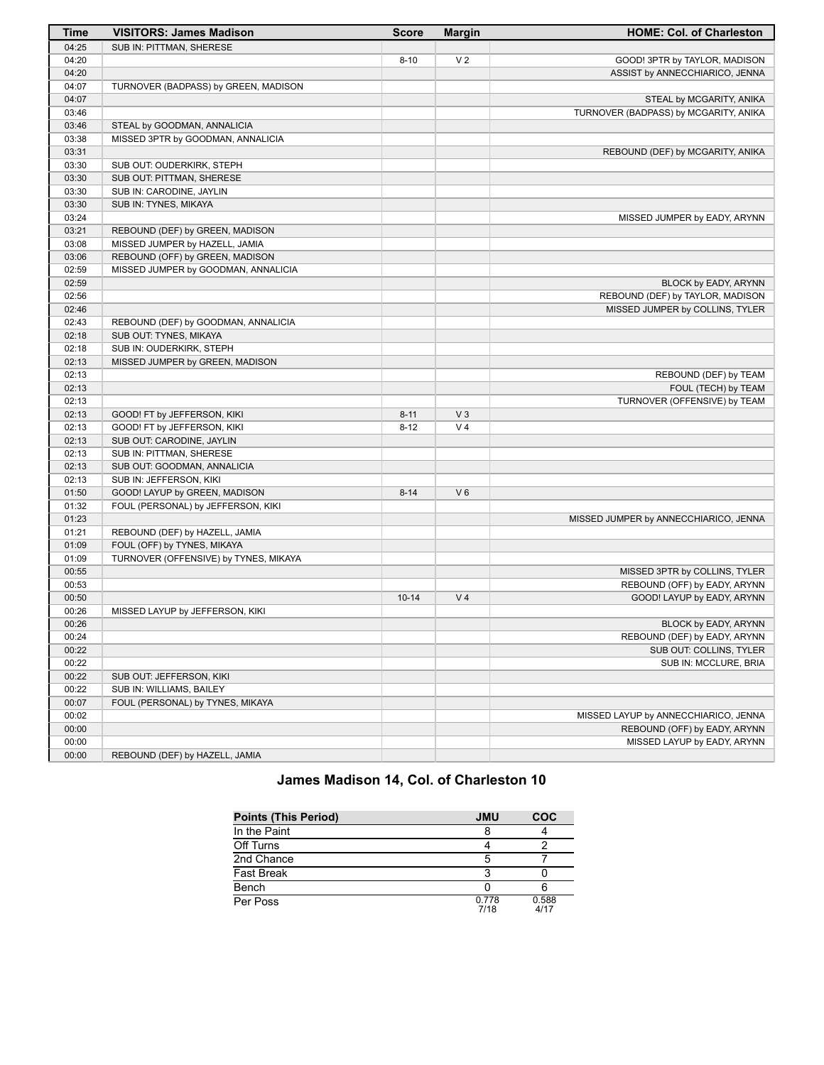| Time | VISITORS: James Madison | Score | Margin | HOME: Col. of Charleston |
| --- | --- | --- | --- | --- |
| 04:25 | SUB IN: PITTMAN, SHERESE | | | |
| 04:20 | | 8-10 | V 2 | GOOD! 3PTR by TAYLOR, MADISON |
| 04:20 | | | | ASSIST by ANNECCHIARICO, JENNA |
| 04:07 | TURNOVER (BADPASS) by GREEN, MADISON | | | |
| 04:07 | | | | STEAL by MCGARITY, ANIKA |
| 03:46 | | | | TURNOVER (BADPASS) by MCGARITY, ANIKA |
| 03:46 | STEAL by GOODMAN, ANNALICIA | | | |
| 03:38 | MISSED 3PTR by GOODMAN, ANNALICIA | | | |
| 03:31 | | | | REBOUND (DEF) by MCGARITY, ANIKA |
| 03:30 | SUB OUT: OUDERKIRK, STEPH | | | |
| 03:30 | SUB OUT: PITTMAN, SHERESE | | | |
| 03:30 | SUB IN: CARODINE, JAYLIN | | | |
| 03:30 | SUB IN: TYNES, MIKAYA | | | |
| 03:24 | | | | MISSED JUMPER by EADY, ARYNN |
| 03:21 | REBOUND (DEF) by GREEN, MADISON | | | |
| 03:08 | MISSED JUMPER by HAZELL, JAMIA | | | |
| 03:06 | REBOUND (OFF) by GREEN, MADISON | | | |
| 02:59 | MISSED JUMPER by GOODMAN, ANNALICIA | | | |
| 02:59 | | | | BLOCK by EADY, ARYNN |
| 02:56 | | | | REBOUND (DEF) by TAYLOR, MADISON |
| 02:46 | | | | MISSED JUMPER by COLLINS, TYLER |
| 02:43 | REBOUND (DEF) by GOODMAN, ANNALICIA | | | |
| 02:18 | SUB OUT: TYNES, MIKAYA | | | |
| 02:18 | SUB IN: OUDERKIRK, STEPH | | | |
| 02:13 | MISSED JUMPER by GREEN, MADISON | | | |
| 02:13 | | | | REBOUND (DEF) by TEAM |
| 02:13 | | | | FOUL (TECH) by TEAM |
| 02:13 | | | | TURNOVER (OFFENSIVE) by TEAM |
| 02:13 | GOOD! FT by JEFFERSON, KIKI | 8-11 | V 3 | |
| 02:13 | GOOD! FT by JEFFERSON, KIKI | 8-12 | V 4 | |
| 02:13 | SUB OUT: CARODINE, JAYLIN | | | |
| 02:13 | SUB IN: PITTMAN, SHERESE | | | |
| 02:13 | SUB OUT: GOODMAN, ANNALICIA | | | |
| 02:13 | SUB IN: JEFFERSON, KIKI | | | |
| 01:50 | GOOD! LAYUP by GREEN, MADISON | 8-14 | V 6 | |
| 01:32 | FOUL (PERSONAL) by JEFFERSON, KIKI | | | |
| 01:23 | | | | MISSED JUMPER by ANNECCHIARICO, JENNA |
| 01:21 | REBOUND (DEF) by HAZELL, JAMIA | | | |
| 01:09 | FOUL (OFF) by TYNES, MIKAYA | | | |
| 01:09 | TURNOVER (OFFENSIVE) by TYNES, MIKAYA | | | |
| 00:55 | | | | MISSED 3PTR by COLLINS, TYLER |
| 00:53 | | | | REBOUND (OFF) by EADY, ARYNN |
| 00:50 | | 10-14 | V 4 | GOOD! LAYUP by EADY, ARYNN |
| 00:26 | MISSED LAYUP by JEFFERSON, KIKI | | | |
| 00:26 | | | | BLOCK by EADY, ARYNN |
| 00:24 | | | | REBOUND (DEF) by EADY, ARYNN |
| 00:22 | | | | SUB OUT: COLLINS, TYLER |
| 00:22 | | | | SUB IN: MCCLURE, BRIA |
| 00:22 | SUB OUT: JEFFERSON, KIKI | | | |
| 00:22 | SUB IN: WILLIAMS, BAILEY | | | |
| 00:07 | FOUL (PERSONAL) by TYNES, MIKAYA | | | |
| 00:02 | | | | MISSED LAYUP by ANNECCHIARICO, JENNA |
| 00:00 | | | | REBOUND (OFF) by EADY, ARYNN |
| 00:00 | | | | MISSED LAYUP by EADY, ARYNN |
| 00:00 | REBOUND (DEF) by HAZELL, JAMIA | | | |

## James Madison 14, Col. of Charleston 10

| Points (This Period) | JMU | COC |
| --- | --- | --- |
| In the Paint | 8 | 4 |
| Off Turns | 4 | 2 |
| 2nd Chance | 5 | 7 |
| Fast Break | 3 | 0 |
| Bench | 0 | 6 |
| Per Poss | 0.778 7/18 | 0.588 4/17 |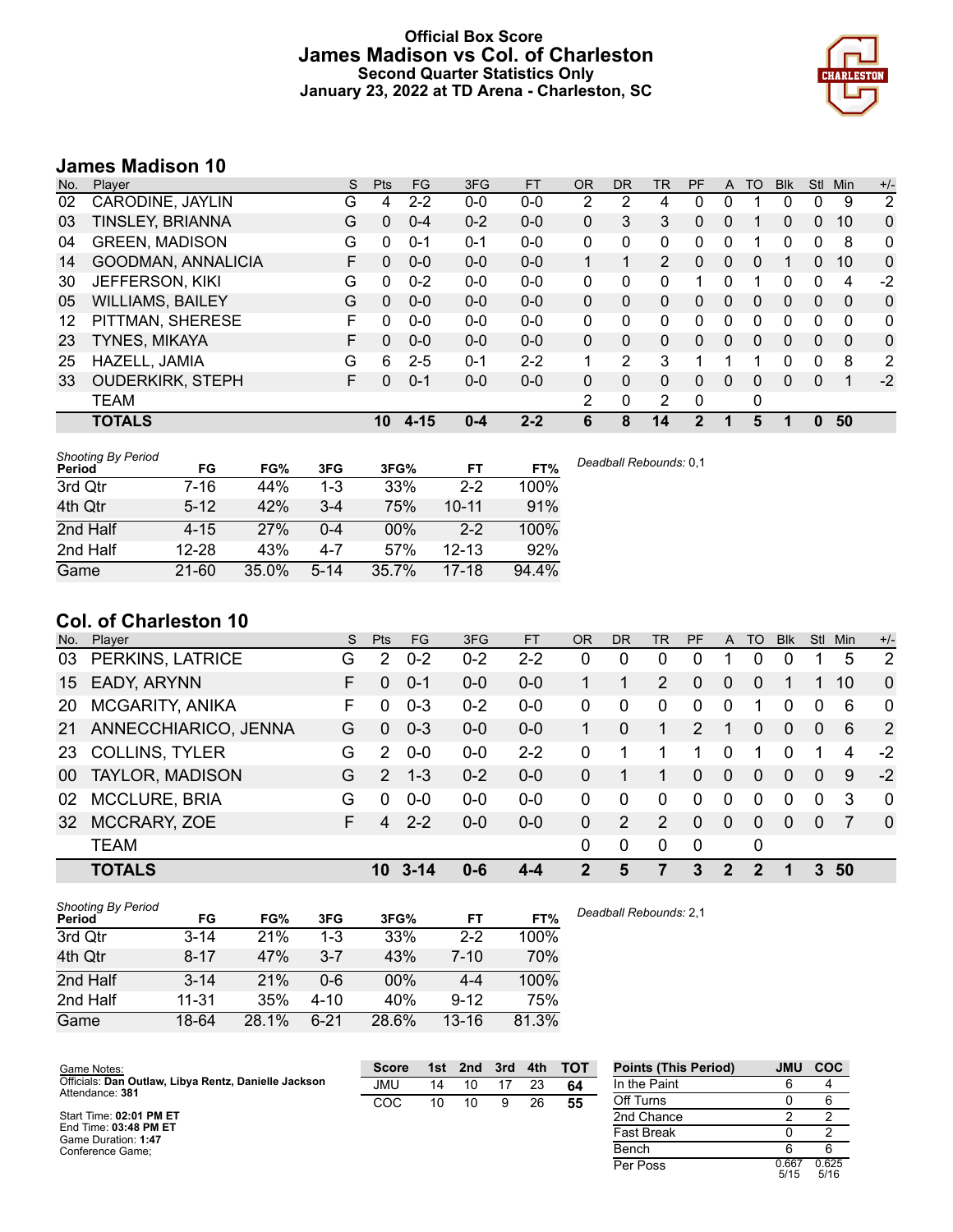# Official Box Score
## James Madison vs Col. of Charleston
### Second Quarter Statistics Only
### January 23, 2022 at TD Arena - Charleston, SC

## James Madison 10

| No. | Player | S | Pts | FG | 3FG | FT | OR | DR | TR | PF | A | TO | Blk | Stl | Min | +/- |
|---|---|---|---|---|---|---|---|---|---|---|---|---|---|---|---|---|
| 02 | CARODINE, JAYLIN | G | 4 | 2-2 | 0-0 | 0-0 | 2 | 2 | 4 | 0 | 0 | 1 | 0 | 0 | 9 | 2 |
| 03 | TINSLEY, BRIANNA | G | 0 | 0-4 | 0-2 | 0-0 | 0 | 3 | 3 | 0 | 0 | 1 | 0 | 0 | 10 | 0 |
| 04 | GREEN, MADISON | G | 0 | 0-1 | 0-1 | 0-0 | 0 | 0 | 0 | 0 | 0 | 1 | 0 | 0 | 8 | 0 |
| 14 | GOODMAN, ANNALICIA | F | 0 | 0-0 | 0-0 | 0-0 | 1 | 1 | 2 | 0 | 0 | 0 | 1 | 0 | 10 | 0 |
| 30 | JEFFERSON, KIKI | G | 0 | 0-2 | 0-0 | 0-0 | 0 | 0 | 0 | 1 | 0 | 1 | 0 | 0 | 4 | -2 |
| 05 | WILLIAMS, BAILEY | G | 0 | 0-0 | 0-0 | 0-0 | 0 | 0 | 0 | 0 | 0 | 0 | 0 | 0 | 0 | 0 |
| 12 | PITTMAN, SHERESE | F | 0 | 0-0 | 0-0 | 0-0 | 0 | 0 | 0 | 0 | 0 | 0 | 0 | 0 | 0 | 0 |
| 23 | TYNES, MIKAYA | F | 0 | 0-0 | 0-0 | 0-0 | 0 | 0 | 0 | 0 | 0 | 0 | 0 | 0 | 0 | 0 |
| 25 | HAZELL, JAMIA | G | 6 | 2-5 | 0-1 | 2-2 | 1 | 2 | 3 | 1 | 1 | 1 | 0 | 0 | 8 | 2 |
| 33 | OUDERKIRK, STEPH | F | 0 | 0-1 | 0-0 | 0-0 | 0 | 0 | 0 | 0 | 0 | 0 | 0 | 0 | 1 | -2 |
| | TEAM | | | | | | 2 | 0 | 2 | 0 | | 0 | | | | |
| | **TOTALS** | | **10** | **4-15** | **0-4** | **2-2** | **6** | **8** | **14** | **2** | **1** | **5** | **1** | **0** | **50** | |

*Shooting By Period*

| Period | FG | FG% | 3FG | 3FG% | FT | FT% |
|---|---|---|---|---|---|---|
| 3rd Qtr | 7-16 | 44% | 1-3 | 33% | 2-2 | 100% |
| 4th Qtr | 5-12 | 42% | 3-4 | 75% | 10-11 | 91% |
| 2nd Half | 4-15 | 27% | 0-4 | 00% | 2-2 | 100% |
| 2nd Half | 12-28 | 43% | 4-7 | 57% | 12-13 | 92% |
| Game | 21-60 | 35.0% | 5-14 | 35.7% | 17-18 | 94.4% |

*Deadball Rebounds:* 0,1

## Col. of Charleston 10

| No. | Player | S | Pts | FG | 3FG | FT | OR | DR | TR | PF | A | TO | Blk | Stl | Min | +/- |
|---|---|---|---|---|---|---|---|---|---|---|---|---|---|---|---|---|
| 03 | PERKINS, LATRICE | G | 2 | 0-2 | 0-2 | 2-2 | 0 | 0 | 0 | 0 | 1 | 0 | 0 | 1 | 5 | 2 |
| 15 | EADY, ARYNN | F | 0 | 0-1 | 0-0 | 0-0 | 1 | 1 | 2 | 0 | 0 | 0 | 1 | 1 | 10 | 0 |
| 20 | MCGARITY, ANIKA | F | 0 | 0-3 | 0-2 | 0-0 | 0 | 0 | 0 | 0 | 0 | 1 | 0 | 0 | 6 | 0 |
| 21 | ANNECCHIARICO, JENNA | G | 0 | 0-3 | 0-0 | 0-0 | 1 | 0 | 1 | 2 | 1 | 0 | 0 | 0 | 6 | 2 |
| 23 | COLLINS, TYLER | G | 2 | 0-0 | 0-0 | 2-2 | 0 | 1 | 1 | 1 | 0 | 1 | 0 | 1 | 4 | -2 |
| 00 | TAYLOR, MADISON | G | 2 | 1-3 | 0-2 | 0-0 | 0 | 1 | 1 | 0 | 0 | 0 | 0 | 0 | 9 | -2 |
| 02 | MCCLURE, BRIA | G | 0 | 0-0 | 0-0 | 0-0 | 0 | 0 | 0 | 0 | 0 | 0 | 0 | 0 | 3 | 0 |
| 32 | MCCRARY, ZOE | F | 4 | 2-2 | 0-0 | 0-0 | 0 | 2 | 2 | 0 | 0 | 0 | 0 | 0 | 7 | 0 |
| | TEAM | | | | | | 0 | 0 | 0 | 0 | | 0 | | | | |
| | **TOTALS** | | **10** | **3-14** | **0-6** | **4-4** | **2** | **5** | **7** | **3** | **2** | **2** | **1** | **3** | **50** | |

*Shooting By Period*

| Period | FG | FG% | 3FG | 3FG% | FT | FT% |
|---|---|---|---|---|---|---|
| 3rd Qtr | 3-14 | 21% | 1-3 | 33% | 2-2 | 100% |
| 4th Qtr | 8-17 | 47% | 3-7 | 43% | 7-10 | 70% |
| 2nd Half | 3-14 | 21% | 0-6 | 00% | 4-4 | 100% |
| 2nd Half | 11-31 | 35% | 4-10 | 40% | 9-12 | 75% |
| Game | 18-64 | 28.1% | 6-21 | 28.6% | 13-16 | 81.3% |

*Deadball Rebounds:* 2,1

Game Notes:
Officials: **Dan Outlaw, Libya Rentz, Danielle Jackson**
Attendance: **381**

Start Time: **02:01 PM ET**
End Time: **03:48 PM ET**
Game Duration: **1:47**
Conference Game;

| Score | 1st | 2nd | 3rd | 4th | TOT |
|---|---|---|---|---|---|
| JMU | 14 | 10 | 17 | 23 | **64** |
| COC | 10 | 10 | 9 | 26 | **55** |

| Points (This Period) | JMU | COC |
|---|---|---|
| In the Paint | 6 | 4 |
| Off Turns | 0 | 6 |
| 2nd Chance | 2 | 2 |
| Fast Break | 0 | 2 |
| Bench | 6 | 6 |
| Per Poss | 0.667 5/15 | 0.625 5/16 |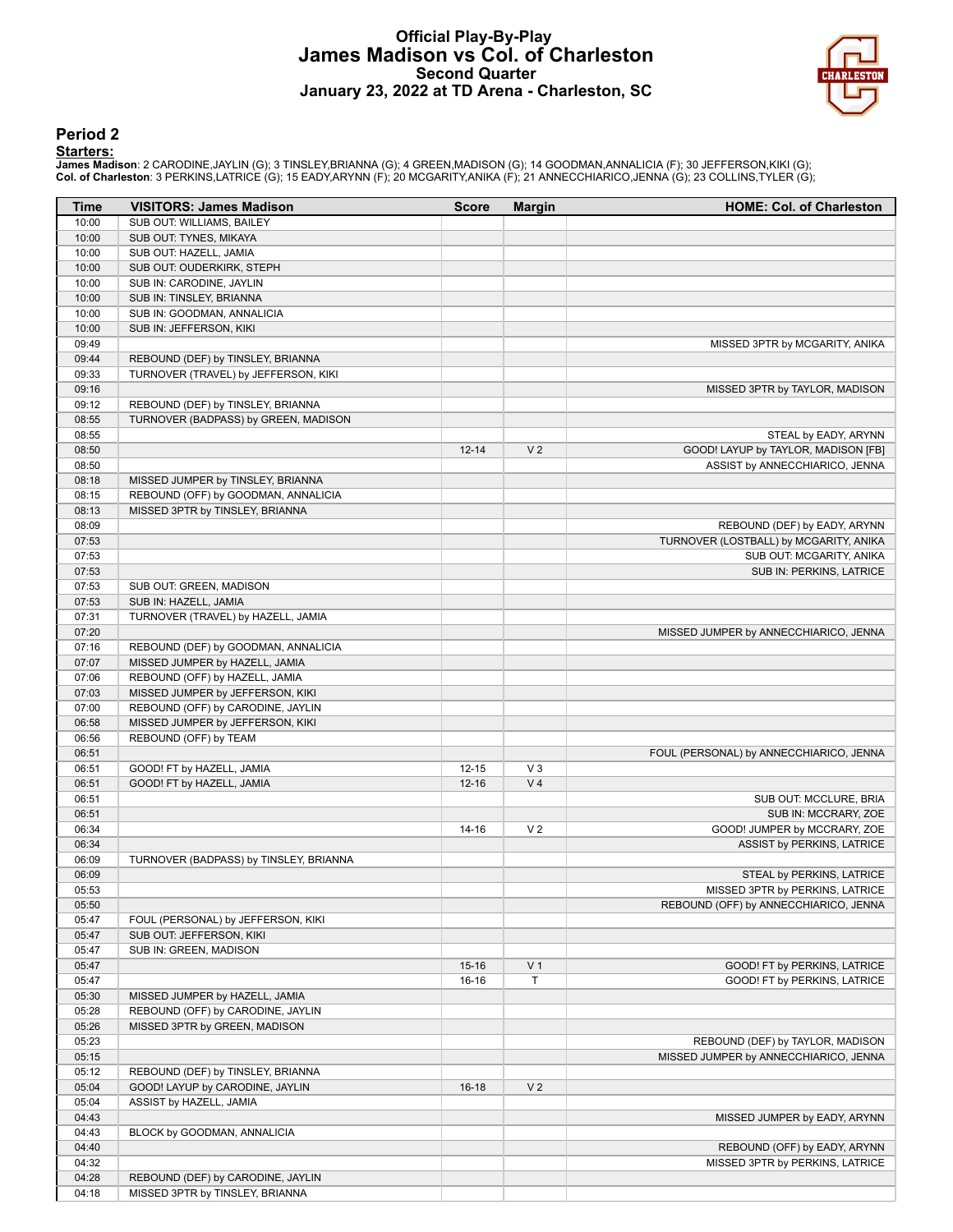# Official Play-By-Play
# James Madison vs Col. of Charleston
## Second Quarter
## January 23, 2022 at TD Arena - Charleston, SC

### Period 2

**Starters:**

**James Madison**: 2 CARODINE,JAYLIN (G); 3 TINSLEY,BRIANNA (G); 4 GREEN,MADISON (G); 14 GOODMAN,ANNALICIA (F); 30 JEFFERSON,KIKI (G);
**Col. of Charleston**: 3 PERKINS,LATRICE (G); 15 EADY,ARYNN (F); 20 MCGARITY,ANIKA (F); 21 ANNECCHIARICO,JENNA (G); 23 COLLINS,TYLER (G);

| Time | VISITORS: James Madison | Score | Margin | HOME: Col. of Charleston |
|---|---|---|---|---|
| 10:00 | SUB OUT: WILLIAMS, BAILEY | | | |
| 10:00 | SUB OUT: TYNES, MIKAYA | | | |
| 10:00 | SUB OUT: HAZELL, JAMIA | | | |
| 10:00 | SUB OUT: OUDERKIRK, STEPH | | | |
| 10:00 | SUB IN: CARODINE, JAYLIN | | | |
| 10:00 | SUB IN: TINSLEY, BRIANNA | | | |
| 10:00 | SUB IN: GOODMAN, ANNALICIA | | | |
| 10:00 | SUB IN: JEFFERSON, KIKI | | | |
| 09:49 | | | | MISSED 3PTR by MCGARITY, ANIKA |
| 09:44 | REBOUND (DEF) by TINSLEY, BRIANNA | | | |
| 09:33 | TURNOVER (TRAVEL) by JEFFERSON, KIKI | | | |
| 09:16 | | | | MISSED 3PTR by TAYLOR, MADISON |
| 09:12 | REBOUND (DEF) by TINSLEY, BRIANNA | | | |
| 08:55 | TURNOVER (BADPASS) by GREEN, MADISON | | | |
| 08:55 | | | | STEAL by EADY, ARYNN |
| 08:50 | | 12-14 | V 2 | GOOD! LAYUP by TAYLOR, MADISON [FB] |
| 08:50 | | | | ASSIST by ANNECCHIARICO, JENNA |
| 08:18 | MISSED JUMPER by TINSLEY, BRIANNA | | | |
| 08:15 | REBOUND (OFF) by GOODMAN, ANNALICIA | | | |
| 08:13 | MISSED 3PTR by TINSLEY, BRIANNA | | | |
| 08:09 | | | | REBOUND (DEF) by EADY, ARYNN |
| 07:53 | | | | TURNOVER (LOSTBALL) by MCGARITY, ANIKA |
| 07:53 | | | | SUB OUT: MCGARITY, ANIKA |
| 07:53 | | | | SUB IN: PERKINS, LATRICE |
| 07:53 | SUB OUT: GREEN, MADISON | | | |
| 07:53 | SUB IN: HAZELL, JAMIA | | | |
| 07:31 | TURNOVER (TRAVEL) by HAZELL, JAMIA | | | |
| 07:20 | | | | MISSED JUMPER by ANNECCHIARICO, JENNA |
| 07:16 | REBOUND (DEF) by GOODMAN, ANNALICIA | | | |
| 07:07 | MISSED JUMPER by HAZELL, JAMIA | | | |
| 07:06 | REBOUND (OFF) by HAZELL, JAMIA | | | |
| 07:03 | MISSED JUMPER by JEFFERSON, KIKI | | | |
| 07:00 | REBOUND (OFF) by CARODINE, JAYLIN | | | |
| 06:58 | MISSED JUMPER by JEFFERSON, KIKI | | | |
| 06:56 | REBOUND (OFF) by TEAM | | | |
| 06:51 | | | | FOUL (PERSONAL) by ANNECCHIARICO, JENNA |
| 06:51 | GOOD! FT by HAZELL, JAMIA | 12-15 | V 3 | |
| 06:51 | GOOD! FT by HAZELL, JAMIA | 12-16 | V 4 | |
| 06:51 | | | | SUB OUT: MCCLURE, BRIA |
| 06:51 | | | | SUB IN: MCCRARY, ZOE |
| 06:34 | | 14-16 | V 2 | GOOD! JUMPER by MCCRARY, ZOE |
| 06:34 | | | | ASSIST by PERKINS, LATRICE |
| 06:09 | TURNOVER (BADPASS) by TINSLEY, BRIANNA | | | |
| 06:09 | | | | STEAL by PERKINS, LATRICE |
| 05:53 | | | | MISSED 3PTR by PERKINS, LATRICE |
| 05:50 | | | | REBOUND (OFF) by ANNECCHIARICO, JENNA |
| 05:47 | FOUL (PERSONAL) by JEFFERSON, KIKI | | | |
| 05:47 | SUB OUT: JEFFERSON, KIKI | | | |
| 05:47 | SUB IN: GREEN, MADISON | | | |
| 05:47 | | 15-16 | V 1 | GOOD! FT by PERKINS, LATRICE |
| 05:47 | | 16-16 | T | GOOD! FT by PERKINS, LATRICE |
| 05:30 | MISSED JUMPER by HAZELL, JAMIA | | | |
| 05:28 | REBOUND (OFF) by CARODINE, JAYLIN | | | |
| 05:26 | MISSED 3PTR by GREEN, MADISON | | | |
| 05:23 | | | | REBOUND (DEF) by TAYLOR, MADISON |
| 05:15 | | | | MISSED JUMPER by ANNECCHIARICO, JENNA |
| 05:12 | REBOUND (DEF) by TINSLEY, BRIANNA | | | |
| 05:04 | GOOD! LAYUP by CARODINE, JAYLIN | 16-18 | V 2 | |
| 05:04 | ASSIST by HAZELL, JAMIA | | | |
| 04:43 | | | | MISSED JUMPER by EADY, ARYNN |
| 04:43 | BLOCK by GOODMAN, ANNALICIA | | | |
| 04:40 | | | | REBOUND (OFF) by EADY, ARYNN |
| 04:32 | | | | MISSED 3PTR by PERKINS, LATRICE |
| 04:28 | REBOUND (DEF) by CARODINE, JAYLIN | | | |
| 04:18 | MISSED 3PTR by TINSLEY, BRIANNA | | | |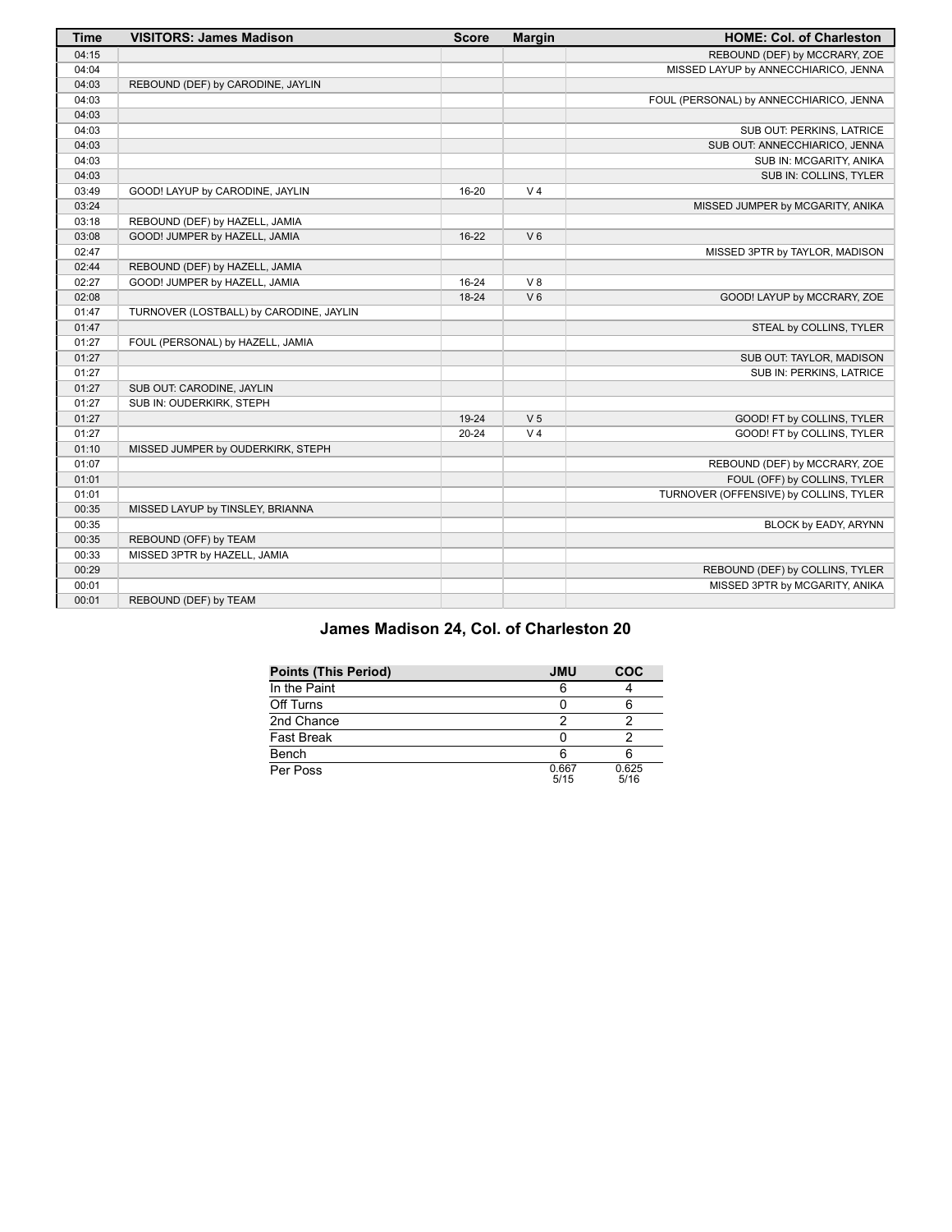| Time | VISITORS: James Madison | Score | Margin | HOME: Col. of Charleston |
|---|---|---|---|---|
| 04:15 | | | | REBOUND (DEF) by MCCRARY, ZOE |
| 04:04 | | | | MISSED LAYUP by ANNECCHIARICO, JENNA |
| 04:03 | REBOUND (DEF) by CARODINE, JAYLIN | | | |
| 04:03 | | | | FOUL (PERSONAL) by ANNECCHIARICO, JENNA |
| 04:03 | | | | |
| 04:03 | | | | SUB OUT: PERKINS, LATRICE |
| 04:03 | | | | SUB OUT: ANNECCHIARICO, JENNA |
| 04:03 | | | | SUB IN: MCGARITY, ANIKA |
| 04:03 | | | | SUB IN: COLLINS, TYLER |
| 03:49 | GOOD! LAYUP by CARODINE, JAYLIN | 16-20 | V 4 | |
| 03:24 | | | | MISSED JUMPER by MCGARITY, ANIKA |
| 03:18 | REBOUND (DEF) by HAZELL, JAMIA | | | |
| 03:08 | GOOD! JUMPER by HAZELL, JAMIA | 16-22 | V 6 | |
| 02:47 | | | | MISSED 3PTR by TAYLOR, MADISON |
| 02:44 | REBOUND (DEF) by HAZELL, JAMIA | | | |
| 02:27 | GOOD! JUMPER by HAZELL, JAMIA | 16-24 | V 8 | |
| 02:08 | | 18-24 | V 6 | GOOD! LAYUP by MCCRARY, ZOE |
| 01:47 | TURNOVER (LOSTBALL) by CARODINE, JAYLIN | | | |
| 01:47 | | | | STEAL by COLLINS, TYLER |
| 01:27 | FOUL (PERSONAL) by HAZELL, JAMIA | | | |
| 01:27 | | | | SUB OUT: TAYLOR, MADISON |
| 01:27 | | | | SUB IN: PERKINS, LATRICE |
| 01:27 | SUB OUT: CARODINE, JAYLIN | | | |
| 01:27 | SUB IN: OUDERKIRK, STEPH | | | |
| 01:27 | | 19-24 | V 5 | GOOD! FT by COLLINS, TYLER |
| 01:27 | | 20-24 | V 4 | GOOD! FT by COLLINS, TYLER |
| 01:10 | MISSED JUMPER by OUDERKIRK, STEPH | | | |
| 01:07 | | | | REBOUND (DEF) by MCCRARY, ZOE |
| 01:01 | | | | FOUL (OFF) by COLLINS, TYLER |
| 01:01 | | | | TURNOVER (OFFENSIVE) by COLLINS, TYLER |
| 00:35 | MISSED LAYUP by TINSLEY, BRIANNA | | | |
| 00:35 | | | | BLOCK by EADY, ARYNN |
| 00:35 | REBOUND (OFF) by TEAM | | | |
| 00:33 | MISSED 3PTR by HAZELL, JAMIA | | | |
| 00:29 | | | | REBOUND (DEF) by COLLINS, TYLER |
| 00:01 | | | | MISSED 3PTR by MCGARITY, ANIKA |
| 00:01 | REBOUND (DEF) by TEAM | | | |

## James Madison 24, Col. of Charleston 20

| Points (This Period) | JMU | COC |
|---|---|---|
| In the Paint | 6 | 4 |
| Off Turns | 0 | 6 |
| 2nd Chance | 2 | 2 |
| Fast Break | 0 | 2 |
| Bench | 6 | 6 |
| Per Poss | 0.667 5/15 | 0.625 5/16 |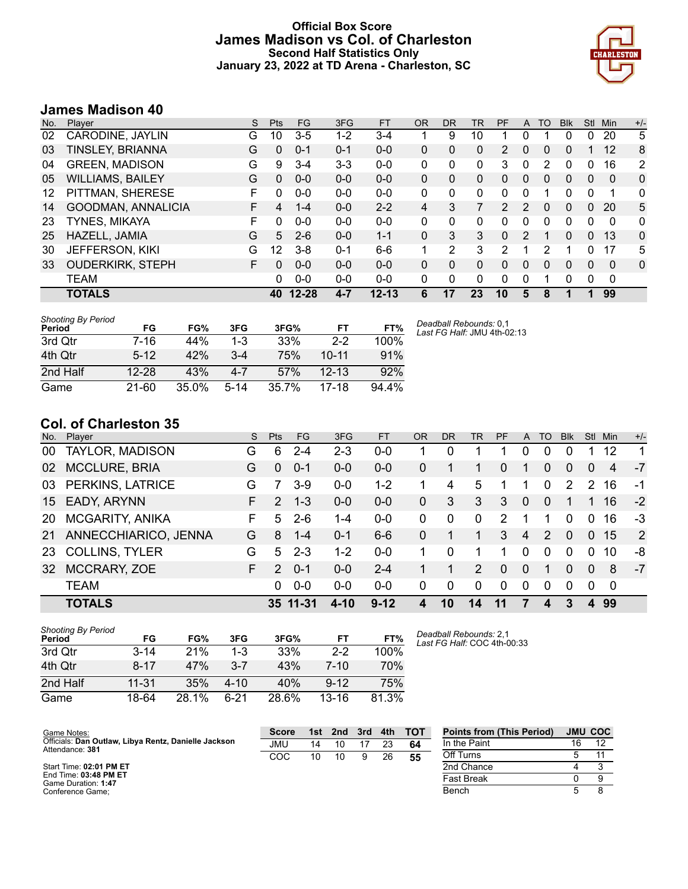# Official Box Score
## James Madison vs Col. of Charleston
### Second Half Statistics Only
### January 23, 2022 at TD Arena - Charleston, SC

## James Madison 40

| No. | Player | S | Pts | FG | 3FG | FT | OR | DR | TR | PF | A | TO | Blk | Stl | Min | +/- |
|---|---|---|---|---|---|---|---|---|---|---|---|---|---|---|---|---|
| 02 | CARODINE, JAYLIN | G | 10 | 3-5 | 1-2 | 3-4 | 1 | 9 | 10 | 1 | 0 | 1 | 0 | 0 | 20 | 5 |
| 03 | TINSLEY, BRIANNA | G | 0 | 0-1 | 0-1 | 0-0 | 0 | 0 | 0 | 2 | 0 | 0 | 0 | 1 | 12 | 8 |
| 04 | GREEN, MADISON | G | 9 | 3-4 | 3-3 | 0-0 | 0 | 0 | 0 | 3 | 0 | 2 | 0 | 0 | 16 | 2 |
| 05 | WILLIAMS, BAILEY | G | 0 | 0-0 | 0-0 | 0-0 | 0 | 0 | 0 | 0 | 0 | 0 | 0 | 0 | 0 | 0 |
| 12 | PITTMAN, SHERESE | F | 0 | 0-0 | 0-0 | 0-0 | 0 | 0 | 0 | 0 | 0 | 1 | 0 | 0 | 1 | 0 |
| 14 | GOODMAN, ANNALICIA | F | 4 | 1-4 | 0-0 | 2-2 | 4 | 3 | 7 | 2 | 2 | 0 | 0 | 0 | 20 | 5 |
| 23 | TYNES, MIKAYA | F | 0 | 0-0 | 0-0 | 0-0 | 0 | 0 | 0 | 0 | 0 | 0 | 0 | 0 | 0 | 0 |
| 25 | HAZELL, JAMIA | G | 5 | 2-6 | 0-0 | 1-1 | 0 | 3 | 3 | 0 | 2 | 1 | 0 | 0 | 13 | 0 |
| 30 | JEFFERSON, KIKI | G | 12 | 3-8 | 0-1 | 6-6 | 1 | 2 | 3 | 2 | 1 | 2 | 1 | 0 | 17 | 5 |
| 33 | OUDERKIRK, STEPH | F | 0 | 0-0 | 0-0 | 0-0 | 0 | 0 | 0 | 0 | 0 | 0 | 0 | 0 | 0 | 0 |
| | TEAM | | 0 | 0-0 | 0-0 | 0-0 | 0 | 0 | 0 | 0 | 0 | 1 | 0 | 0 | 0 | |
| | **TOTALS** | | **40** | **12-28** | **4-7** | **12-13** | **6** | **17** | **23** | **10** | **5** | **8** | **1** | **1** | **99** | |

*Shooting By Period*

| Period | FG | FG% | 3FG | 3FG% | FT | FT% |
|---|---|---|---|---|---|---|
| 3rd Qtr | 7-16 | 44% | 1-3 | 33% | 2-2 | 100% |
| 4th Qtr | 5-12 | 42% | 3-4 | 75% | 10-11 | 91% |
| 2nd Half | 12-28 | 43% | 4-7 | 57% | 12-13 | 92% |
| Game | 21-60 | 35.0% | 5-14 | 35.7% | 17-18 | 94.4% |

*Deadball Rebounds:* 0,1
*Last FG Half:* JMU 4th-02:13

## Col. of Charleston 35

| No. | Player | S | Pts | FG | 3FG | FT | OR | DR | TR | PF | A | TO | Blk | Stl | Min | +/- |
|---|---|---|---|---|---|---|---|---|---|---|---|---|---|---|---|---|
| 00 | TAYLOR, MADISON | G | 6 | 2-4 | 2-3 | 0-0 | 1 | 0 | 1 | 1 | 0 | 0 | 0 | 1 | 12 | 1 |
| 02 | MCCLURE, BRIA | G | 0 | 0-1 | 0-0 | 0-0 | 0 | 1 | 1 | 0 | 1 | 0 | 0 | 0 | 4 | -7 |
| 03 | PERKINS, LATRICE | G | 7 | 3-9 | 0-0 | 1-2 | 1 | 4 | 5 | 1 | 1 | 0 | 2 | 2 | 16 | -1 |
| 15 | EADY, ARYNN | F | 2 | 1-3 | 0-0 | 0-0 | 0 | 3 | 3 | 3 | 0 | 0 | 1 | 1 | 16 | -2 |
| 20 | MCGARITY, ANIKA | F | 5 | 2-6 | 1-4 | 0-0 | 0 | 0 | 0 | 2 | 1 | 1 | 0 | 0 | 16 | -3 |
| 21 | ANNECCHIARICO, JENNA | G | 8 | 1-4 | 0-1 | 6-6 | 0 | 1 | 1 | 3 | 4 | 2 | 0 | 0 | 15 | 2 |
| 23 | COLLINS, TYLER | G | 5 | 2-3 | 1-2 | 0-0 | 1 | 0 | 1 | 1 | 0 | 0 | 0 | 0 | 10 | -8 |
| 32 | MCCRARY, ZOE | F | 2 | 0-1 | 0-0 | 2-4 | 1 | 1 | 2 | 0 | 0 | 1 | 0 | 0 | 8 | -7 |
| | TEAM | | 0 | 0-0 | 0-0 | 0-0 | 0 | 0 | 0 | 0 | 0 | 0 | 0 | 0 | 0 | |
| | **TOTALS** | | **35** | **11-31** | **4-10** | **9-12** | **4** | **10** | **14** | **11** | **7** | **4** | **3** | **4** | **99** | |

*Shooting By Period*

| Period | FG | FG% | 3FG | 3FG% | FT | FT% |
|---|---|---|---|---|---|---|
| 3rd Qtr | 3-14 | 21% | 1-3 | 33% | 2-2 | 100% |
| 4th Qtr | 8-17 | 47% | 3-7 | 43% | 7-10 | 70% |
| 2nd Half | 11-31 | 35% | 4-10 | 40% | 9-12 | 75% |
| Game | 18-64 | 28.1% | 6-21 | 28.6% | 13-16 | 81.3% |

*Deadball Rebounds:* 2,1
*Last FG Half:* COC 4th-00:33

Game Notes:
Officials: **Dan Outlaw, Libya Rentz, Danielle Jackson**
Attendance: **381**

Start Time: **02:01 PM ET**
End Time: **03:48 PM ET**
Game Duration: **1:47**
Conference Game;

| Score | 1st | 2nd | 3rd | 4th | TOT |
|---|---|---|---|---|---|
| JMU | 14 | 10 | 17 | 23 | **64** |
| COC | 10 | 10 | 9 | 26 | **55** |

| Points from (This Period) | JMU | COC |
|---|---|---|
| In the Paint | 16 | 12 |
| Off Turns | 5 | 11 |
| 2nd Chance | 4 | 3 |
| Fast Break | 0 | 9 |
| Bench | 5 | 8 |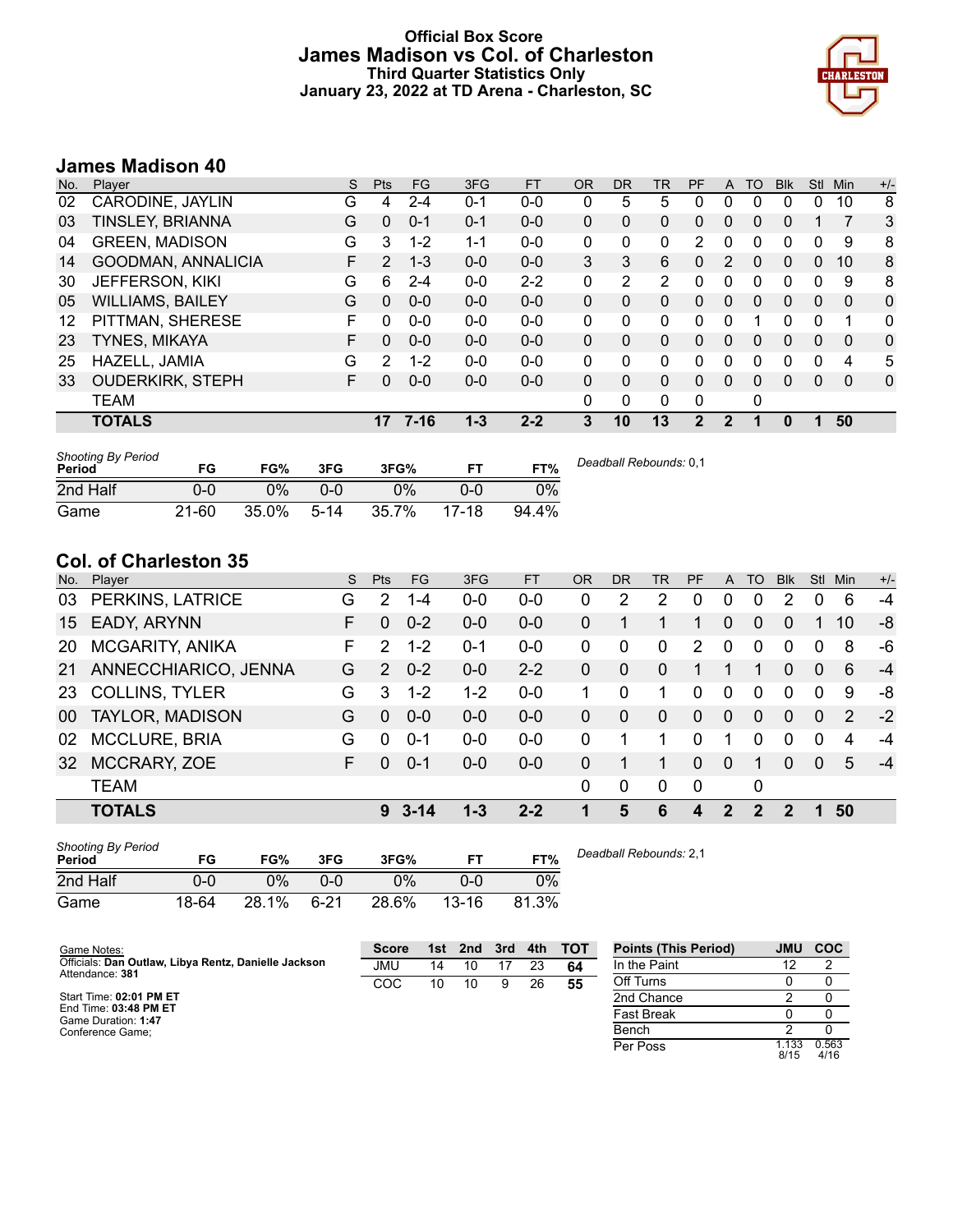# Official Box Score
# James Madison vs Col. of Charleston
### Third Quarter Statistics Only
### January 23, 2022 at TD Arena - Charleston, SC

## James Madison 40

| No. | Player | S | Pts | FG | 3FG | FT | OR | DR | TR | PF | A | TO | Blk | Stl | Min | +/- |
|---|---|---|---|---|---|---|---|---|---|---|---|---|---|---|---|---|
| 02 | CARODINE, JAYLIN | G | 4 | 2-4 | 0-1 | 0-0 | 0 | 5 | 5 | 0 | 0 | 0 | 0 | 0 | 10 | 8 |
| 03 | TINSLEY, BRIANNA | G | 0 | 0-1 | 0-1 | 0-0 | 0 | 0 | 0 | 0 | 0 | 0 | 0 | 1 | 7 | 3 |
| 04 | GREEN, MADISON | G | 3 | 1-2 | 1-1 | 0-0 | 0 | 0 | 0 | 2 | 0 | 0 | 0 | 0 | 9 | 8 |
| 14 | GOODMAN, ANNALICIA | F | 2 | 1-3 | 0-0 | 0-0 | 3 | 3 | 6 | 0 | 2 | 0 | 0 | 0 | 10 | 8 |
| 30 | JEFFERSON, KIKI | G | 6 | 2-4 | 0-0 | 2-2 | 0 | 2 | 2 | 0 | 0 | 0 | 0 | 0 | 9 | 8 |
| 05 | WILLIAMS, BAILEY | G | 0 | 0-0 | 0-0 | 0-0 | 0 | 0 | 0 | 0 | 0 | 0 | 0 | 0 | 0 | 0 |
| 12 | PITTMAN, SHERESE | F | 0 | 0-0 | 0-0 | 0-0 | 0 | 0 | 0 | 0 | 0 | 1 | 0 | 0 | 1 | 0 |
| 23 | TYNES, MIKAYA | F | 0 | 0-0 | 0-0 | 0-0 | 0 | 0 | 0 | 0 | 0 | 0 | 0 | 0 | 0 | 0 |
| 25 | HAZELL, JAMIA | G | 2 | 1-2 | 0-0 | 0-0 | 0 | 0 | 0 | 0 | 0 | 0 | 0 | 0 | 4 | 5 |
| 33 | OUDERKIRK, STEPH | F | 0 | 0-0 | 0-0 | 0-0 | 0 | 0 | 0 | 0 | 0 | 0 | 0 | 0 | 0 | 0 |
| | TEAM | | | | | | 0 | 0 | 0 | 0 | | 0 | | | | |
| | **TOTALS** | | **17** | **7-16** | **1-3** | **2-2** | **3** | **10** | **13** | **2** | **2** | **1** | **0** | **1** | **50** | |

| *Shooting By Period* Period | FG | FG% | 3FG | 3FG% | FT | FT% |
|---|---|---|---|---|---|---|
| 2nd Half | 0-0 | 0% | 0-0 | 0% | 0-0 | 0% |
| Game | 21-60 | 35.0% | 5-14 | 35.7% | 17-18 | 94.4% |

*Deadball Rebounds:* 0,1

## Col. of Charleston 35

| No. | Player | S | Pts | FG | 3FG | FT | OR | DR | TR | PF | A | TO | Blk | Stl | Min | +/- |
|---|---|---|---|---|---|---|---|---|---|---|---|---|---|---|---|---|
| 03 | PERKINS, LATRICE | G | 2 | 1-4 | 0-0 | 0-0 | 0 | 2 | 2 | 0 | 0 | 0 | 2 | 0 | 6 | -4 |
| 15 | EADY, ARYNN | F | 0 | 0-2 | 0-0 | 0-0 | 0 | 1 | 1 | 1 | 0 | 0 | 0 | 1 | 10 | -8 |
| 20 | MCGARITY, ANIKA | F | 2 | 1-2 | 0-1 | 0-0 | 0 | 0 | 0 | 2 | 0 | 0 | 0 | 0 | 8 | -6 |
| 21 | ANNECCHIARICO, JENNA | G | 2 | 0-2 | 0-0 | 2-2 | 0 | 0 | 0 | 1 | 1 | 1 | 0 | 0 | 6 | -4 |
| 23 | COLLINS, TYLER | G | 3 | 1-2 | 1-2 | 0-0 | 1 | 0 | 1 | 0 | 0 | 0 | 0 | 0 | 9 | -8 |
| 00 | TAYLOR, MADISON | G | 0 | 0-0 | 0-0 | 0-0 | 0 | 0 | 0 | 0 | 0 | 0 | 0 | 0 | 2 | -2 |
| 02 | MCCLURE, BRIA | G | 0 | 0-1 | 0-0 | 0-0 | 0 | 1 | 1 | 0 | 1 | 0 | 0 | 0 | 4 | -4 |
| 32 | MCCRARY, ZOE | F | 0 | 0-1 | 0-0 | 0-0 | 0 | 1 | 1 | 0 | 0 | 1 | 0 | 0 | 5 | -4 |
| | TEAM | | | | | | 0 | 0 | 0 | 0 | | 0 | | | | |
| | **TOTALS** | | **9** | **3-14** | **1-3** | **2-2** | **1** | **5** | **6** | **4** | **2** | **2** | **2** | **1** | **50** | |

| *Shooting By Period* Period | FG | FG% | 3FG | 3FG% | FT | FT% |
|---|---|---|---|---|---|---|
| 2nd Half | 0-0 | 0% | 0-0 | 0% | 0-0 | 0% |
| Game | 18-64 | 28.1% | 6-21 | 28.6% | 13-16 | 81.3% |

*Deadball Rebounds:* 2,1

Game Notes:
Officials: **Dan Outlaw, Libya Rentz, Danielle Jackson**
Attendance: **381**

Start Time: **02:01 PM ET**
End Time: **03:48 PM ET**
Game Duration: **1:47**
Conference Game;

| Score | 1st | 2nd | 3rd | 4th | TOT |
|---|---|---|---|---|---|
| JMU | 14 | 10 | 17 | 23 | **64** |
| COC | 10 | 10 | 9 | 26 | **55** |

| Points (This Period) | JMU | COC |
|---|---|---|
| In the Paint | 12 | 2 |
| Off Turns | 0 | 0 |
| 2nd Chance | 2 | 0 |
| Fast Break | 0 | 0 |
| Bench | 2 | 0 |
| Per Poss | 1.133 8/15 | 0.563 4/16 |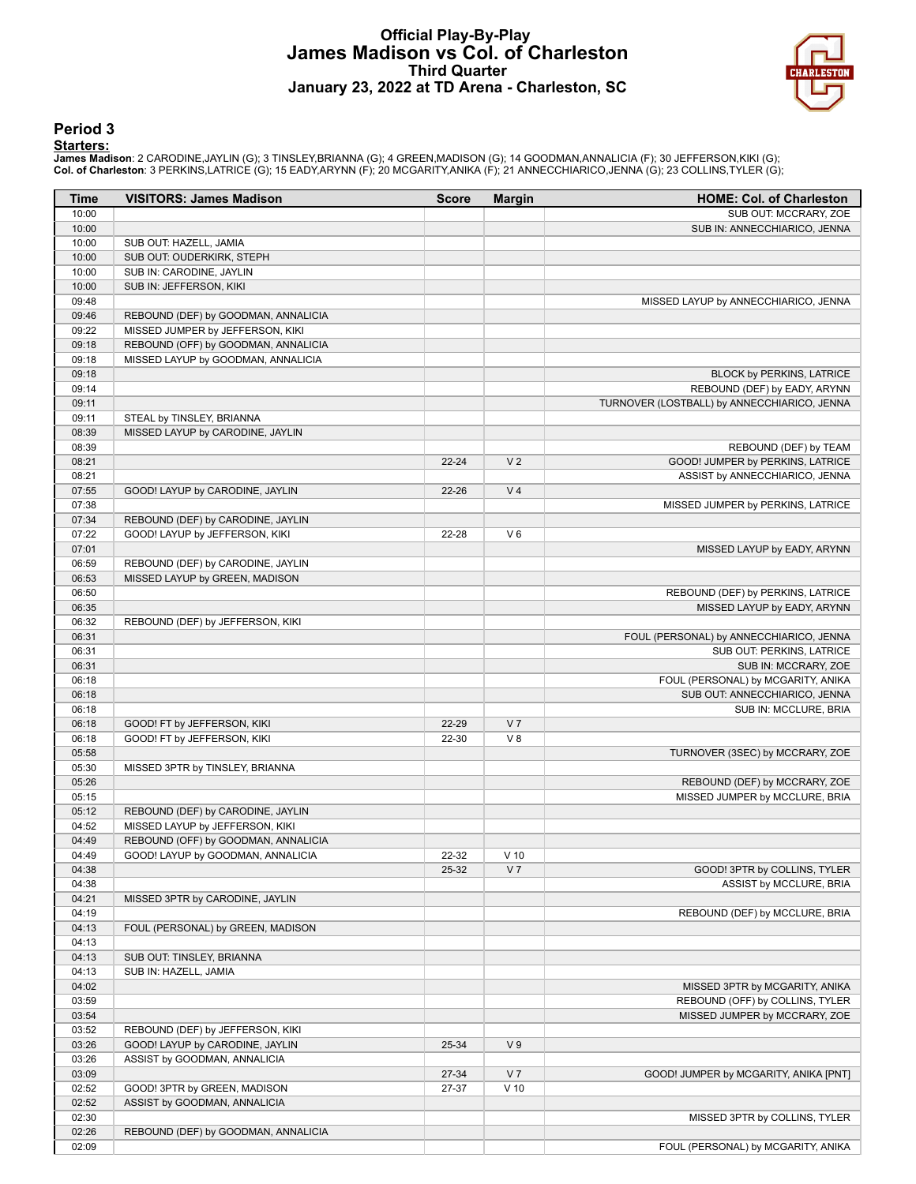# Official Play-By-Play
# James Madison vs Col. of Charleston
## Third Quarter
## January 23, 2022 at TD Arena - Charleston, SC

### Period 3

**Starters:**

**James Madison**: 2 CARODINE,JAYLIN (G); 3 TINSLEY,BRIANNA (G); 4 GREEN,MADISON (G); 14 GOODMAN,ANNALICIA (F); 30 JEFFERSON,KIKI (G);
**Col. of Charleston**: 3 PERKINS,LATRICE (G); 15 EADY,ARYNN (F); 20 MCGARITY,ANIKA (F); 21 ANNECCHIARICO,JENNA (G); 23 COLLINS,TYLER (G);

| Time | VISITORS: James Madison | Score | Margin | HOME: Col. of Charleston |
|---|---|---|---|---|
| 10:00 | | | | SUB OUT: MCCRARY, ZOE |
| 10:00 | | | | SUB IN: ANNECCHIARICO, JENNA |
| 10:00 | SUB OUT: HAZELL, JAMIA | | | |
| 10:00 | SUB OUT: OUDERKIRK, STEPH | | | |
| 10:00 | SUB IN: CARODINE, JAYLIN | | | |
| 10:00 | SUB IN: JEFFERSON, KIKI | | | |
| 09:48 | | | | MISSED LAYUP by ANNECCHIARICO, JENNA |
| 09:46 | REBOUND (DEF) by GOODMAN, ANNALICIA | | | |
| 09:22 | MISSED JUMPER by JEFFERSON, KIKI | | | |
| 09:18 | REBOUND (OFF) by GOODMAN, ANNALICIA | | | |
| 09:18 | MISSED LAYUP by GOODMAN, ANNALICIA | | | |
| 09:18 | | | | BLOCK by PERKINS, LATRICE |
| 09:14 | | | | REBOUND (DEF) by EADY, ARYNN |
| 09:11 | | | | TURNOVER (LOSTBALL) by ANNECCHIARICO, JENNA |
| 09:11 | STEAL by TINSLEY, BRIANNA | | | |
| 08:39 | MISSED LAYUP by CARODINE, JAYLIN | | | |
| 08:39 | | | | REBOUND (DEF) by TEAM |
| 08:21 | | 22-24 | V 2 | GOOD! JUMPER by PERKINS, LATRICE |
| 08:21 | | | | ASSIST by ANNECCHIARICO, JENNA |
| 07:55 | GOOD! LAYUP by CARODINE, JAYLIN | 22-26 | V 4 | |
| 07:38 | | | | MISSED JUMPER by PERKINS, LATRICE |
| 07:34 | REBOUND (DEF) by CARODINE, JAYLIN | | | |
| 07:22 | GOOD! LAYUP by JEFFERSON, KIKI | 22-28 | V 6 | |
| 07:01 | | | | MISSED LAYUP by EADY, ARYNN |
| 06:59 | REBOUND (DEF) by CARODINE, JAYLIN | | | |
| 06:53 | MISSED LAYUP by GREEN, MADISON | | | |
| 06:50 | | | | REBOUND (DEF) by PERKINS, LATRICE |
| 06:35 | | | | MISSED LAYUP by EADY, ARYNN |
| 06:32 | REBOUND (DEF) by JEFFERSON, KIKI | | | |
| 06:31 | | | | FOUL (PERSONAL) by ANNECCHIARICO, JENNA |
| 06:31 | | | | SUB OUT: PERKINS, LATRICE |
| 06:31 | | | | SUB IN: MCCRARY, ZOE |
| 06:18 | | | | FOUL (PERSONAL) by MCGARITY, ANIKA |
| 06:18 | | | | SUB OUT: ANNECCHIARICO, JENNA |
| 06:18 | | | | SUB IN: MCCLURE, BRIA |
| 06:18 | GOOD! FT by JEFFERSON, KIKI | 22-29 | V 7 | |
| 06:18 | GOOD! FT by JEFFERSON, KIKI | 22-30 | V 8 | |
| 05:58 | | | | TURNOVER (3SEC) by MCCRARY, ZOE |
| 05:30 | MISSED 3PTR by TINSLEY, BRIANNA | | | |
| 05:26 | | | | REBOUND (DEF) by MCCRARY, ZOE |
| 05:15 | | | | MISSED JUMPER by MCCLURE, BRIA |
| 05:12 | REBOUND (DEF) by CARODINE, JAYLIN | | | |
| 04:52 | MISSED LAYUP by JEFFERSON, KIKI | | | |
| 04:49 | REBOUND (OFF) by GOODMAN, ANNALICIA | | | |
| 04:49 | GOOD! LAYUP by GOODMAN, ANNALICIA | 22-32 | V 10 | |
| 04:38 | | 25-32 | V 7 | GOOD! 3PTR by COLLINS, TYLER |
| 04:38 | | | | ASSIST by MCCLURE, BRIA |
| 04:21 | MISSED 3PTR by CARODINE, JAYLIN | | | |
| 04:19 | | | | REBOUND (DEF) by MCCLURE, BRIA |
| 04:13 | FOUL (PERSONAL) by GREEN, MADISON | | | |
| 04:13 | | | | |
| 04:13 | SUB OUT: TINSLEY, BRIANNA | | | |
| 04:13 | SUB IN: HAZELL, JAMIA | | | |
| 04:02 | | | | MISSED 3PTR by MCGARITY, ANIKA |
| 03:59 | | | | REBOUND (OFF) by COLLINS, TYLER |
| 03:54 | | | | MISSED JUMPER by MCCRARY, ZOE |
| 03:52 | REBOUND (DEF) by JEFFERSON, KIKI | | | |
| 03:26 | GOOD! LAYUP by CARODINE, JAYLIN | 25-34 | V 9 | |
| 03:26 | ASSIST by GOODMAN, ANNALICIA | | | |
| 03:09 | | 27-34 | V 7 | GOOD! JUMPER by MCGARITY, ANIKA [PNT] |
| 02:52 | GOOD! 3PTR by GREEN, MADISON | 27-37 | V 10 | |
| 02:52 | ASSIST by GOODMAN, ANNALICIA | | | |
| 02:30 | | | | MISSED 3PTR by COLLINS, TYLER |
| 02:26 | REBOUND (DEF) by GOODMAN, ANNALICIA | | | |
| 02:09 | | | | FOUL (PERSONAL) by MCGARITY, ANIKA |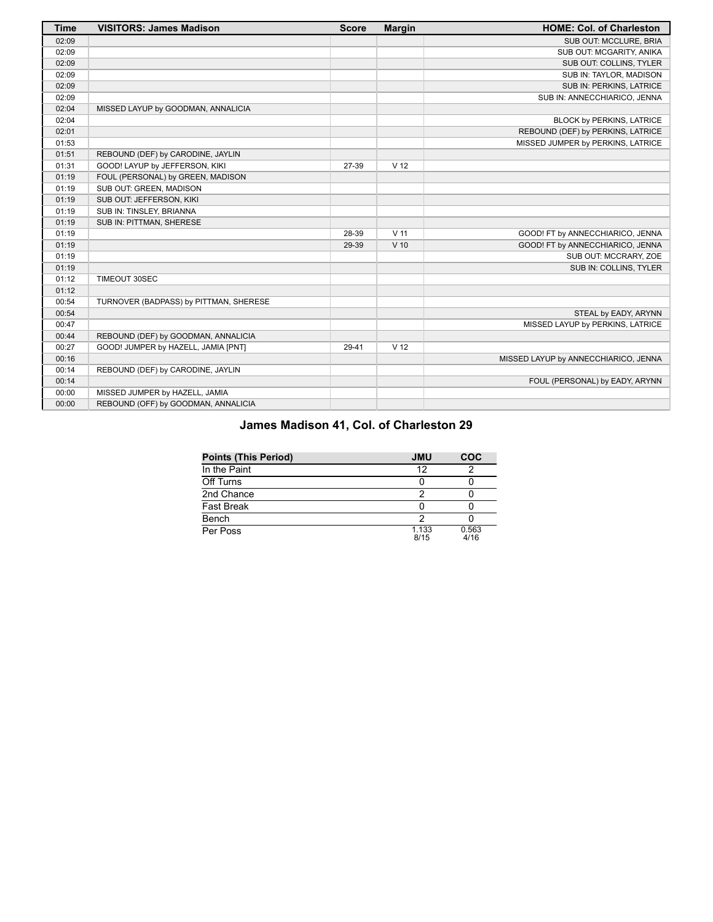| Time | VISITORS: James Madison | Score | Margin | HOME: Col. of Charleston |
|---|---|---|---|---|
| 02:09 | | | | SUB OUT: MCCLURE, BRIA |
| 02:09 | | | | SUB OUT: MCGARITY, ANIKA |
| 02:09 | | | | SUB OUT: COLLINS, TYLER |
| 02:09 | | | | SUB IN: TAYLOR, MADISON |
| 02:09 | | | | SUB IN: PERKINS, LATRICE |
| 02:09 | | | | SUB IN: ANNECCHIARICO, JENNA |
| 02:04 | MISSED LAYUP by GOODMAN, ANNALICIA | | | |
| 02:04 | | | | BLOCK by PERKINS, LATRICE |
| 02:01 | | | | REBOUND (DEF) by PERKINS, LATRICE |
| 01:53 | | | | MISSED JUMPER by PERKINS, LATRICE |
| 01:51 | REBOUND (DEF) by CARODINE, JAYLIN | | | |
| 01:31 | GOOD! LAYUP by JEFFERSON, KIKI | 27-39 | V 12 | |
| 01:19 | FOUL (PERSONAL) by GREEN, MADISON | | | |
| 01:19 | SUB OUT: GREEN, MADISON | | | |
| 01:19 | SUB OUT: JEFFERSON, KIKI | | | |
| 01:19 | SUB IN: TINSLEY, BRIANNA | | | |
| 01:19 | SUB IN: PITTMAN, SHERESE | | | |
| 01:19 | | 28-39 | V 11 | GOOD! FT by ANNECCHIARICO, JENNA |
| 01:19 | | 29-39 | V 10 | GOOD! FT by ANNECCHIARICO, JENNA |
| 01:19 | | | | SUB OUT: MCCRARY, ZOE |
| 01:19 | | | | SUB IN: COLLINS, TYLER |
| 01:12 | TIMEOUT 30SEC | | | |
| 01:12 | | | | |
| 00:54 | TURNOVER (BADPASS) by PITTMAN, SHERESE | | | |
| 00:54 | | | | STEAL by EADY, ARYNN |
| 00:47 | | | | MISSED LAYUP by PERKINS, LATRICE |
| 00:44 | REBOUND (DEF) by GOODMAN, ANNALICIA | | | |
| 00:27 | GOOD! JUMPER by HAZELL, JAMIA [PNT] | 29-41 | V 12 | |
| 00:16 | | | | MISSED LAYUP by ANNECCHIARICO, JENNA |
| 00:14 | REBOUND (DEF) by CARODINE, JAYLIN | | | |
| 00:14 | | | | FOUL (PERSONAL) by EADY, ARYNN |
| 00:00 | MISSED JUMPER by HAZELL, JAMIA | | | |
| 00:00 | REBOUND (OFF) by GOODMAN, ANNALICIA | | | |

## James Madison 41, Col. of Charleston 29

| Points (This Period) | JMU | COC |
|---|---|---|
| In the Paint | 12 | 2 |
| Off Turns | 0 | 0 |
| 2nd Chance | 2 | 0 |
| Fast Break | 0 | 0 |
| Bench | 2 | 0 |
| Per Poss | 1.133 8/15 | 0.563 4/16 |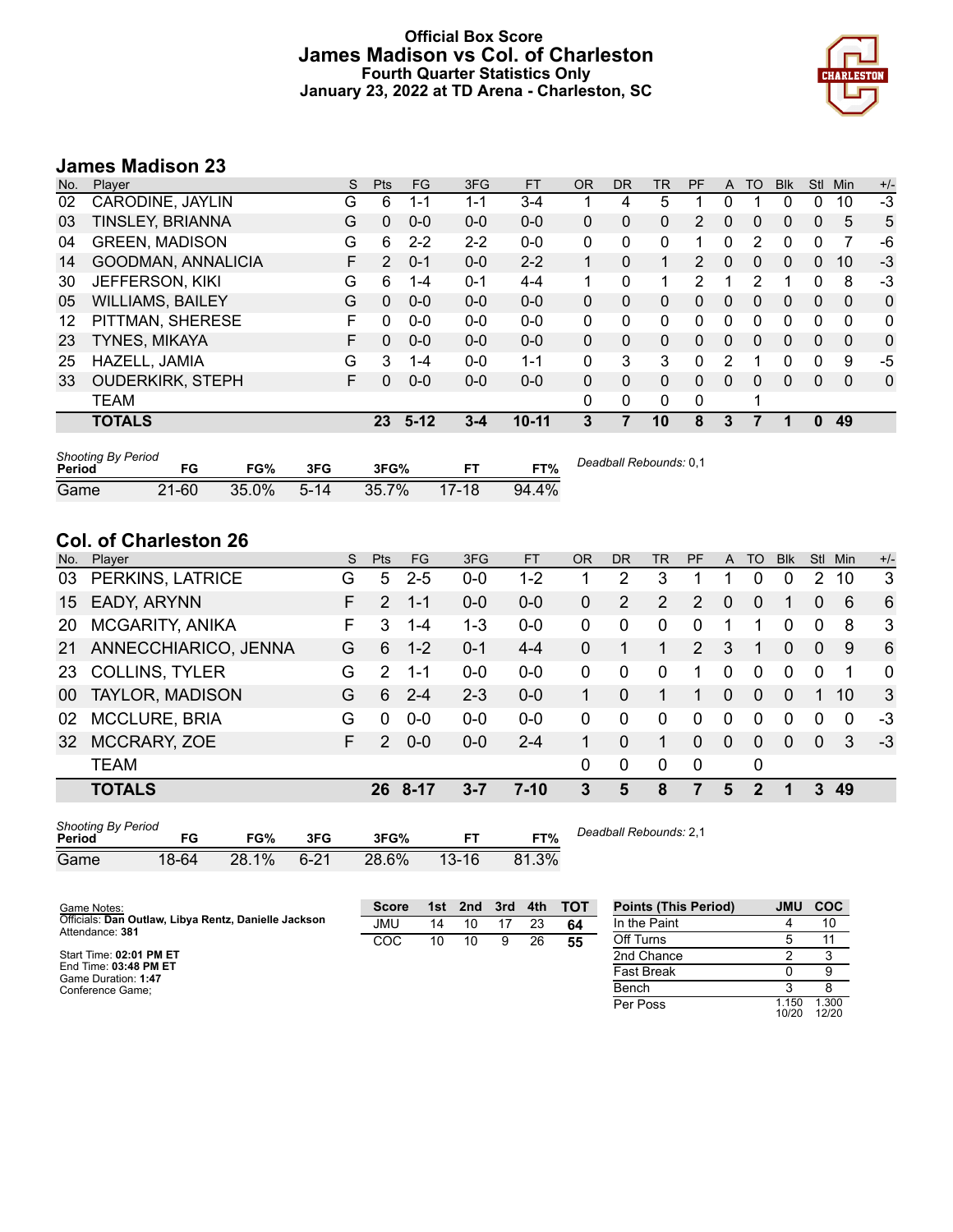# Official Box Score
## James Madison vs Col. of Charleston
### Fourth Quarter Statistics Only
### January 23, 2022 at TD Arena - Charleston, SC

## James Madison 23

| No. | Player | S | Pts | FG | 3FG | FT | OR | DR | TR | PF | A | TO | Blk | Stl | Min | +/- |
|---|---|---|---|---|---|---|---|---|---|---|---|---|---|---|---|---|
| 02 | CARODINE, JAYLIN | G | 6 | 1-1 | 1-1 | 3-4 | 1 | 4 | 5 | 1 | 0 | 1 | 0 | 0 | 10 | -3 |
| 03 | TINSLEY, BRIANNA | G | 0 | 0-0 | 0-0 | 0-0 | 0 | 0 | 0 | 2 | 0 | 0 | 0 | 0 | 5 | 5 |
| 04 | GREEN, MADISON | G | 6 | 2-2 | 2-2 | 0-0 | 0 | 0 | 0 | 1 | 0 | 2 | 0 | 0 | 7 | -6 |
| 14 | GOODMAN, ANNALICIA | F | 2 | 0-1 | 0-0 | 2-2 | 1 | 0 | 1 | 2 | 0 | 0 | 0 | 0 | 10 | -3 |
| 30 | JEFFERSON, KIKI | G | 6 | 1-4 | 0-1 | 4-4 | 1 | 0 | 1 | 2 | 1 | 2 | 1 | 0 | 8 | -3 |
| 05 | WILLIAMS, BAILEY | G | 0 | 0-0 | 0-0 | 0-0 | 0 | 0 | 0 | 0 | 0 | 0 | 0 | 0 | 0 | 0 |
| 12 | PITTMAN, SHERESE | F | 0 | 0-0 | 0-0 | 0-0 | 0 | 0 | 0 | 0 | 0 | 0 | 0 | 0 | 0 | 0 |
| 23 | TYNES, MIKAYA | F | 0 | 0-0 | 0-0 | 0-0 | 0 | 0 | 0 | 0 | 0 | 0 | 0 | 0 | 0 | 0 |
| 25 | HAZELL, JAMIA | G | 3 | 1-4 | 0-0 | 1-1 | 0 | 3 | 3 | 0 | 2 | 1 | 0 | 0 | 9 | -5 |
| 33 | OUDERKIRK, STEPH | F | 0 | 0-0 | 0-0 | 0-0 | 0 | 0 | 0 | 0 | 0 | 0 | 0 | 0 | 0 | 0 |
| | TEAM | | | | | | 0 | 0 | 0 | 0 | | 1 | | | | |
| | **TOTALS** | | **23** | **5-12** | **3-4** | **10-11** | **3** | **7** | **10** | **8** | **3** | **7** | **1** | **0** | **49** | |

| Shooting By Period Period | FG | FG% | 3FG | 3FG% | FT | FT% |
|---|---|---|---|---|---|---|
| Game | 21-60 | 35.0% | 5-14 | 35.7% | 17-18 | 94.4% |

*Deadball Rebounds:* 0,1

## Col. of Charleston 26

| No. | Player | S | Pts | FG | 3FG | FT | OR | DR | TR | PF | A | TO | Blk | Stl | Min | +/- |
|---|---|---|---|---|---|---|---|---|---|---|---|---|---|---|---|---|
| 03 | PERKINS, LATRICE | G | 5 | 2-5 | 0-0 | 1-2 | 1 | 2 | 3 | 1 | 1 | 0 | 0 | 2 | 10 | 3 |
| 15 | EADY, ARYNN | F | 2 | 1-1 | 0-0 | 0-0 | 0 | 2 | 2 | 2 | 0 | 0 | 1 | 0 | 6 | 6 |
| 20 | MCGARITY, ANIKA | F | 3 | 1-4 | 1-3 | 0-0 | 0 | 0 | 0 | 0 | 1 | 1 | 0 | 0 | 8 | 3 |
| 21 | ANNECCHIARICO, JENNA | G | 6 | 1-2 | 0-1 | 4-4 | 0 | 1 | 1 | 2 | 3 | 1 | 0 | 0 | 9 | 6 |
| 23 | COLLINS, TYLER | G | 2 | 1-1 | 0-0 | 0-0 | 0 | 0 | 0 | 1 | 0 | 0 | 0 | 0 | 1 | 0 |
| 00 | TAYLOR, MADISON | G | 6 | 2-4 | 2-3 | 0-0 | 1 | 0 | 1 | 1 | 0 | 0 | 0 | 1 | 10 | 3 |
| 02 | MCCLURE, BRIA | G | 0 | 0-0 | 0-0 | 0-0 | 0 | 0 | 0 | 0 | 0 | 0 | 0 | 0 | 0 | -3 |
| 32 | MCCRARY, ZOE | F | 2 | 0-0 | 0-0 | 2-4 | 1 | 0 | 1 | 0 | 0 | 0 | 0 | 0 | 3 | -3 |
| | TEAM | | | | | | 0 | 0 | 0 | 0 | | 0 | | | | |
| | **TOTALS** | | **26** | **8-17** | **3-7** | **7-10** | **3** | **5** | **8** | **7** | **5** | **2** | **1** | **3** | **49** | |

| Shooting By Period Period | FG | FG% | 3FG | 3FG% | FT | FT% |
|---|---|---|---|---|---|---|
| Game | 18-64 | 28.1% | 6-21 | 28.6% | 13-16 | 81.3% |

*Deadball Rebounds:* 2,1

Game Notes:
Officials: **Dan Outlaw, Libya Rentz, Danielle Jackson**
Attendance: **381**

Start Time: **02:01 PM ET**
End Time: **03:48 PM ET**
Game Duration: **1:47**
Conference Game;

| Score | 1st | 2nd | 3rd | 4th | TOT |
|---|---|---|---|---|---|
| JMU | 14 | 10 | 17 | 23 | **64** |
| COC | 10 | 10 | 9 | 26 | **55** |

| Points (This Period) | JMU | COC |
|---|---|---|
| In the Paint | 4 | 10 |
| Off Turns | 5 | 11 |
| 2nd Chance | 2 | 3 |
| Fast Break | 0 | 9 |
| Bench | 3 | 8 |
| Per Poss | 1.150 10/20 | 1.300 12/20 |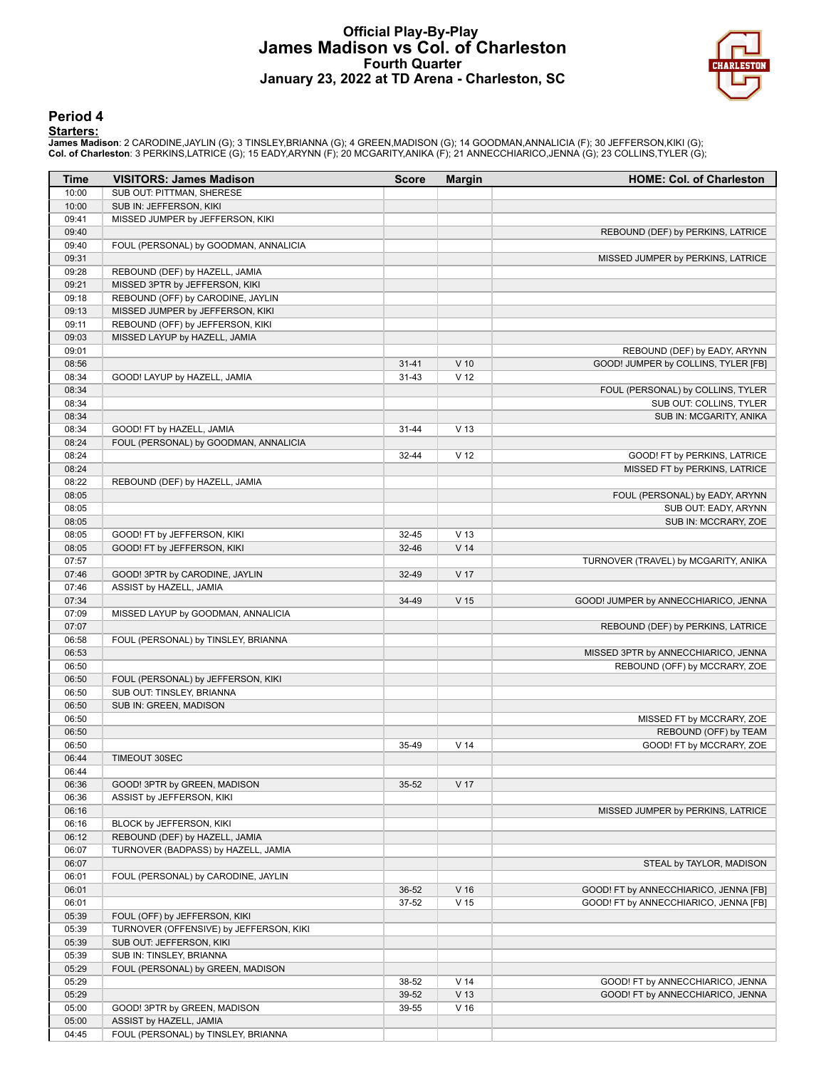# Official Play-By-Play
# James Madison vs Col. of Charleston
## Fourth Quarter
## January 23, 2022 at TD Arena - Charleston, SC

### Period 4

**Starters:**

**James Madison**: 2 CARODINE,JAYLIN (G); 3 TINSLEY,BRIANNA (G); 4 GREEN,MADISON (G); 14 GOODMAN,ANNALICIA (F); 30 JEFFERSON,KIKI (G);
**Col. of Charleston**: 3 PERKINS,LATRICE (G); 15 EADY,ARYNN (F); 20 MCGARITY,ANIKA (F); 21 ANNECCHIARICO,JENNA (G); 23 COLLINS,TYLER (G);

| Time | VISITORS: James Madison | Score | Margin | HOME: Col. of Charleston |
|---|---|---|---|---|
| 10:00 | SUB OUT: PITTMAN, SHERESE | | | |
| 10:00 | SUB IN: JEFFERSON, KIKI | | | |
| 09:41 | MISSED JUMPER by JEFFERSON, KIKI | | | |
| 09:40 | | | | REBOUND (DEF) by PERKINS, LATRICE |
| 09:40 | FOUL (PERSONAL) by GOODMAN, ANNALICIA | | | |
| 09:31 | | | | MISSED JUMPER by PERKINS, LATRICE |
| 09:28 | REBOUND (DEF) by HAZELL, JAMIA | | | |
| 09:21 | MISSED 3PTR by JEFFERSON, KIKI | | | |
| 09:18 | REBOUND (OFF) by CARODINE, JAYLIN | | | |
| 09:13 | MISSED JUMPER by JEFFERSON, KIKI | | | |
| 09:11 | REBOUND (OFF) by JEFFERSON, KIKI | | | |
| 09:03 | MISSED LAYUP by HAZELL, JAMIA | | | |
| 09:01 | | | | REBOUND (DEF) by EADY, ARYNN |
| 08:56 | | 31-41 | V 10 | GOOD! JUMPER by COLLINS, TYLER [FB] |
| 08:34 | GOOD! LAYUP by HAZELL, JAMIA | 31-43 | V 12 | |
| 08:34 | | | | FOUL (PERSONAL) by COLLINS, TYLER |
| 08:34 | | | | SUB OUT: COLLINS, TYLER |
| 08:34 | | | | SUB IN: MCGARITY, ANIKA |
| 08:34 | GOOD! FT by HAZELL, JAMIA | 31-44 | V 13 | |
| 08:24 | FOUL (PERSONAL) by GOODMAN, ANNALICIA | | | |
| 08:24 | | 32-44 | V 12 | GOOD! FT by PERKINS, LATRICE |
| 08:24 | | | | MISSED FT by PERKINS, LATRICE |
| 08:22 | REBOUND (DEF) by HAZELL, JAMIA | | | |
| 08:05 | | | | FOUL (PERSONAL) by EADY, ARYNN |
| 08:05 | | | | SUB OUT: EADY, ARYNN |
| 08:05 | | | | SUB IN: MCCRARY, ZOE |
| 08:05 | GOOD! FT by JEFFERSON, KIKI | 32-45 | V 13 | |
| 08:05 | GOOD! FT by JEFFERSON, KIKI | 32-46 | V 14 | |
| 07:57 | | | | TURNOVER (TRAVEL) by MCGARITY, ANIKA |
| 07:46 | GOOD! 3PTR by CARODINE, JAYLIN | 32-49 | V 17 | |
| 07:46 | ASSIST by HAZELL, JAMIA | | | |
| 07:34 | | 34-49 | V 15 | GOOD! JUMPER by ANNECCHIARICO, JENNA |
| 07:09 | MISSED LAYUP by GOODMAN, ANNALICIA | | | |
| 07:07 | | | | REBOUND (DEF) by PERKINS, LATRICE |
| 06:58 | FOUL (PERSONAL) by TINSLEY, BRIANNA | | | |
| 06:53 | | | | MISSED 3PTR by ANNECCHIARICO, JENNA |
| 06:50 | | | | REBOUND (OFF) by MCCRARY, ZOE |
| 06:50 | FOUL (PERSONAL) by JEFFERSON, KIKI | | | |
| 06:50 | SUB OUT: TINSLEY, BRIANNA | | | |
| 06:50 | SUB IN: GREEN, MADISON | | | |
| 06:50 | | | | MISSED FT by MCCRARY, ZOE |
| 06:50 | | | | REBOUND (OFF) by TEAM |
| 06:50 | | 35-49 | V 14 | GOOD! FT by MCCRARY, ZOE |
| 06:44 | TIMEOUT 30SEC | | | |
| 06:44 | | | | |
| 06:36 | GOOD! 3PTR by GREEN, MADISON | 35-52 | V 17 | |
| 06:36 | ASSIST by JEFFERSON, KIKI | | | |
| 06:16 | | | | MISSED JUMPER by PERKINS, LATRICE |
| 06:16 | BLOCK by JEFFERSON, KIKI | | | |
| 06:12 | REBOUND (DEF) by HAZELL, JAMIA | | | |
| 06:07 | TURNOVER (BADPASS) by HAZELL, JAMIA | | | |
| 06:07 | | | | STEAL by TAYLOR, MADISON |
| 06:01 | FOUL (PERSONAL) by CARODINE, JAYLIN | | | |
| 06:01 | | 36-52 | V 16 | GOOD! FT by ANNECCHIARICO, JENNA [FB] |
| 06:01 | | 37-52 | V 15 | GOOD! FT by ANNECCHIARICO, JENNA [FB] |
| 05:39 | FOUL (OFF) by JEFFERSON, KIKI | | | |
| 05:39 | TURNOVER (OFFENSIVE) by JEFFERSON, KIKI | | | |
| 05:39 | SUB OUT: JEFFERSON, KIKI | | | |
| 05:39 | SUB IN: TINSLEY, BRIANNA | | | |
| 05:29 | FOUL (PERSONAL) by GREEN, MADISON | | | |
| 05:29 | | 38-52 | V 14 | GOOD! FT by ANNECCHIARICO, JENNA |
| 05:29 | | 39-52 | V 13 | GOOD! FT by ANNECCHIARICO, JENNA |
| 05:00 | GOOD! 3PTR by GREEN, MADISON | 39-55 | V 16 | |
| 05:00 | ASSIST by HAZELL, JAMIA | | | |
| 04:45 | FOUL (PERSONAL) by TINSLEY, BRIANNA | | | |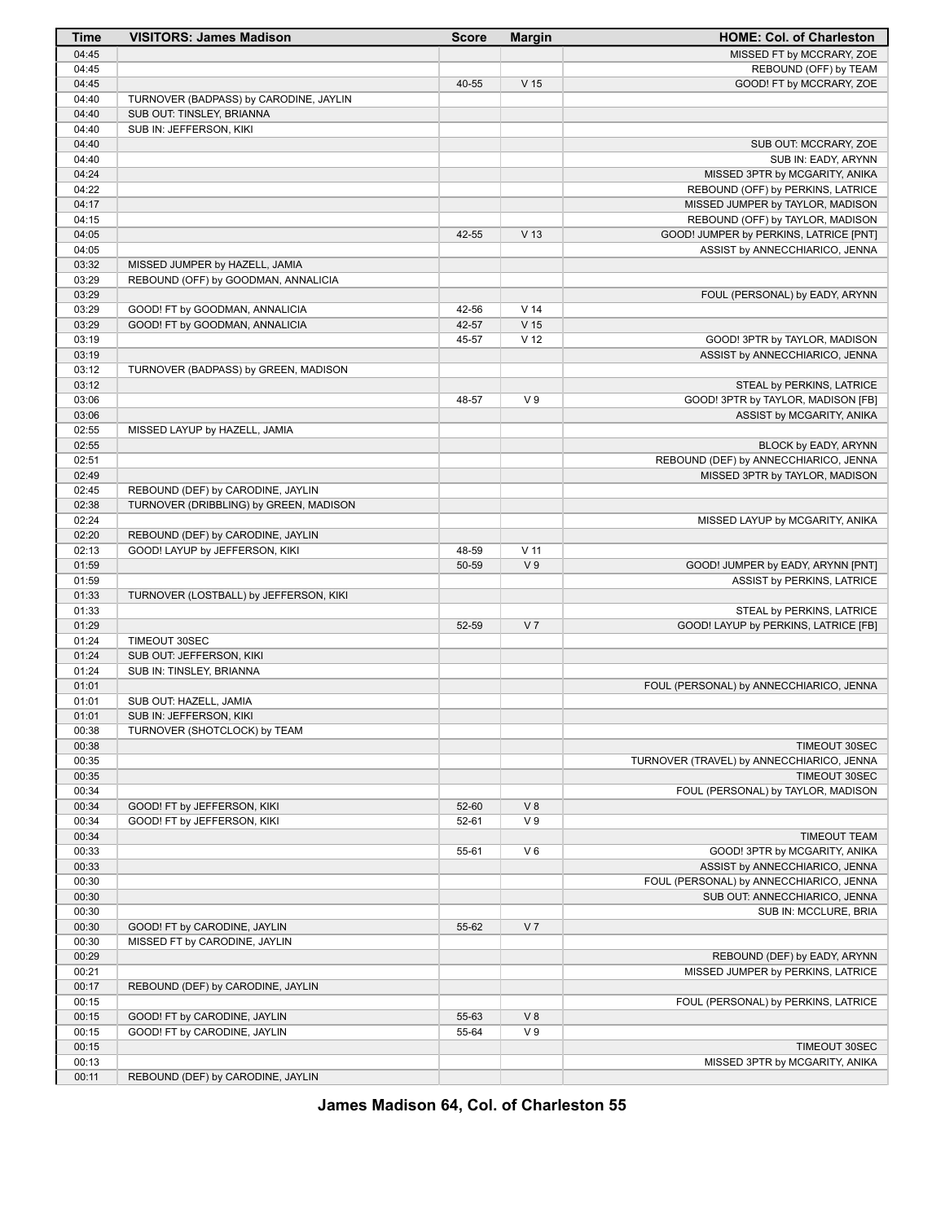| Time | VISITORS: James Madison | Score | Margin | HOME: Col. of Charleston |
|---|---|---|---|---|
| 04:45 | | | | MISSED FT by MCCRARY, ZOE |
| 04:45 | | | | REBOUND (OFF) by TEAM |
| 04:45 | | 40-55 | V 15 | GOOD! FT by MCCRARY, ZOE |
| 04:40 | TURNOVER (BADPASS) by CARODINE, JAYLIN | | | |
| 04:40 | SUB OUT: TINSLEY, BRIANNA | | | |
| 04:40 | SUB IN: JEFFERSON, KIKI | | | |
| 04:40 | | | | SUB OUT: MCCRARY, ZOE |
| 04:40 | | | | SUB IN: EADY, ARYNN |
| 04:24 | | | | MISSED 3PTR by MCGARITY, ANIKA |
| 04:22 | | | | REBOUND (OFF) by PERKINS, LATRICE |
| 04:17 | | | | MISSED JUMPER by TAYLOR, MADISON |
| 04:15 | | | | REBOUND (OFF) by TAYLOR, MADISON |
| 04:05 | | 42-55 | V 13 | GOOD! JUMPER by PERKINS, LATRICE [PNT] |
| 04:05 | | | | ASSIST by ANNECCHIARICO, JENNA |
| 03:32 | MISSED JUMPER by HAZELL, JAMIA | | | |
| 03:29 | REBOUND (OFF) by GOODMAN, ANNALICIA | | | |
| 03:29 | | | | FOUL (PERSONAL) by EADY, ARYNN |
| 03:29 | GOOD! FT by GOODMAN, ANNALICIA | 42-56 | V 14 | |
| 03:29 | GOOD! FT by GOODMAN, ANNALICIA | 42-57 | V 15 | |
| 03:19 | | 45-57 | V 12 | GOOD! 3PTR by TAYLOR, MADISON |
| 03:19 | | | | ASSIST by ANNECCHIARICO, JENNA |
| 03:12 | TURNOVER (BADPASS) by GREEN, MADISON | | | |
| 03:12 | | | | STEAL by PERKINS, LATRICE |
| 03:06 | | 48-57 | V 9 | GOOD! 3PTR by TAYLOR, MADISON [FB] |
| 03:06 | | | | ASSIST by MCGARITY, ANIKA |
| 02:55 | MISSED LAYUP by HAZELL, JAMIA | | | |
| 02:55 | | | | BLOCK by EADY, ARYNN |
| 02:51 | | | | REBOUND (DEF) by ANNECCHIARICO, JENNA |
| 02:49 | | | | MISSED 3PTR by TAYLOR, MADISON |
| 02:45 | REBOUND (DEF) by CARODINE, JAYLIN | | | |
| 02:38 | TURNOVER (DRIBBLING) by GREEN, MADISON | | | |
| 02:24 | | | | MISSED LAYUP by MCGARITY, ANIKA |
| 02:20 | REBOUND (DEF) by CARODINE, JAYLIN | | | |
| 02:13 | GOOD! LAYUP by JEFFERSON, KIKI | 48-59 | V 11 | |
| 01:59 | | 50-59 | V 9 | GOOD! JUMPER by EADY, ARYNN [PNT] |
| 01:59 | | | | ASSIST by PERKINS, LATRICE |
| 01:33 | TURNOVER (LOSTBALL) by JEFFERSON, KIKI | | | |
| 01:33 | | | | STEAL by PERKINS, LATRICE |
| 01:29 | | 52-59 | V 7 | GOOD! LAYUP by PERKINS, LATRICE [FB] |
| 01:24 | TIMEOUT 30SEC | | | |
| 01:24 | SUB OUT: JEFFERSON, KIKI | | | |
| 01:24 | SUB IN: TINSLEY, BRIANNA | | | |
| 01:01 | | | | FOUL (PERSONAL) by ANNECCHIARICO, JENNA |
| 01:01 | SUB OUT: HAZELL, JAMIA | | | |
| 01:01 | SUB IN: JEFFERSON, KIKI | | | |
| 00:38 | TURNOVER (SHOTCLOCK) by TEAM | | | |
| 00:38 | | | | TIMEOUT 30SEC |
| 00:35 | | | | TURNOVER (TRAVEL) by ANNECCHIARICO, JENNA |
| 00:35 | | | | TIMEOUT 30SEC |
| 00:34 | | | | FOUL (PERSONAL) by TAYLOR, MADISON |
| 00:34 | GOOD! FT by JEFFERSON, KIKI | 52-60 | V 8 | |
| 00:34 | GOOD! FT by JEFFERSON, KIKI | 52-61 | V 9 | |
| 00:34 | | | | TIMEOUT TEAM |
| 00:33 | | 55-61 | V 6 | GOOD! 3PTR by MCGARITY, ANIKA |
| 00:33 | | | | ASSIST by ANNECCHIARICO, JENNA |
| 00:30 | | | | FOUL (PERSONAL) by ANNECCHIARICO, JENNA |
| 00:30 | | | | SUB OUT: ANNECCHIARICO, JENNA |
| 00:30 | | | | SUB IN: MCCLURE, BRIA |
| 00:30 | GOOD! FT by CARODINE, JAYLIN | 55-62 | V 7 | |
| 00:30 | MISSED FT by CARODINE, JAYLIN | | | |
| 00:29 | | | | REBOUND (DEF) by EADY, ARYNN |
| 00:21 | | | | MISSED JUMPER by PERKINS, LATRICE |
| 00:17 | REBOUND (DEF) by CARODINE, JAYLIN | | | |
| 00:15 | | | | FOUL (PERSONAL) by PERKINS, LATRICE |
| 00:15 | GOOD! FT by CARODINE, JAYLIN | 55-63 | V 8 | |
| 00:15 | GOOD! FT by CARODINE, JAYLIN | 55-64 | V 9 | |
| 00:15 | | | | TIMEOUT 30SEC |
| 00:13 | | | | MISSED 3PTR by MCGARITY, ANIKA |
| 00:11 | REBOUND (DEF) by CARODINE, JAYLIN | | | |

**James Madison 64, Col. of Charleston 55**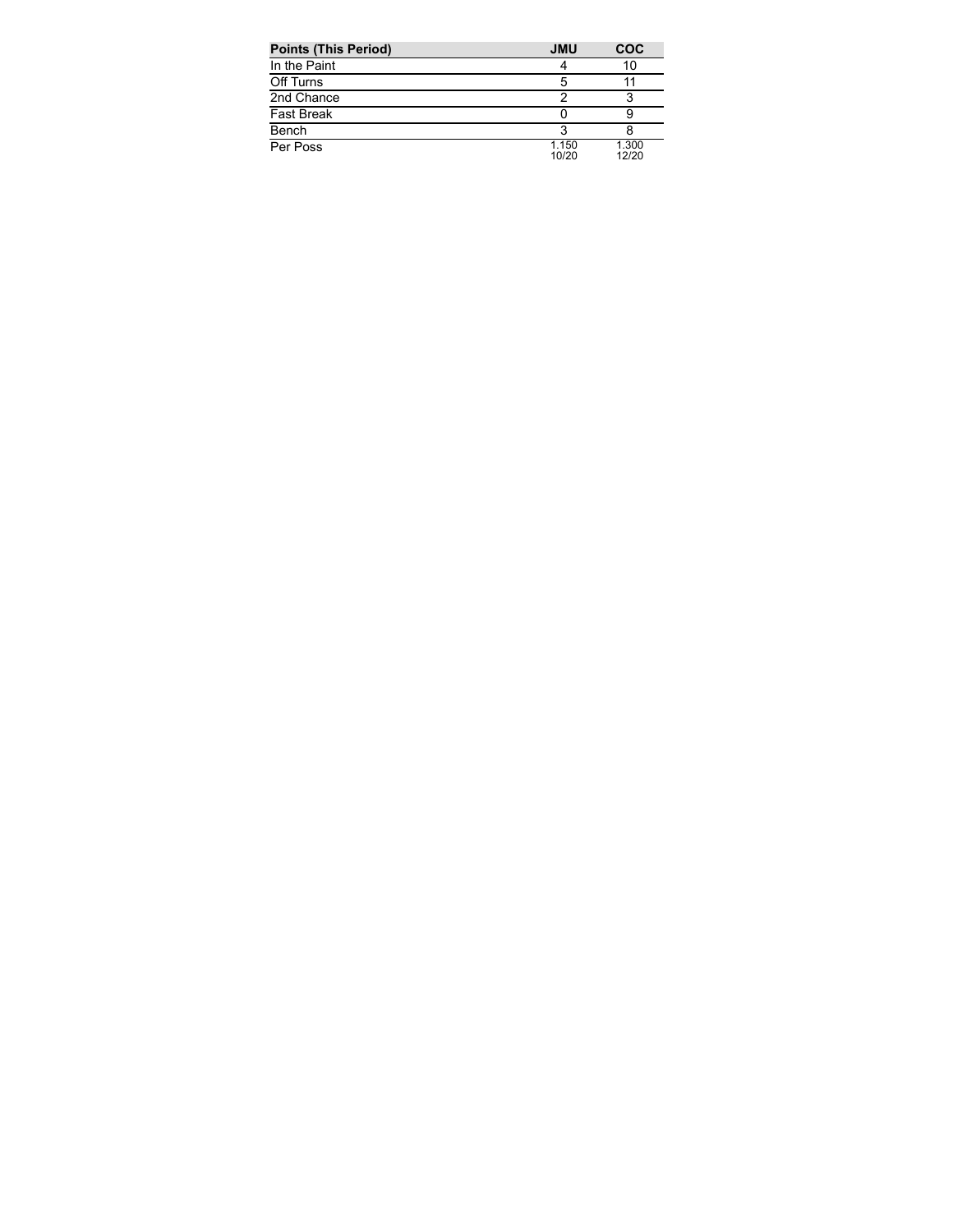| Points (This Period) | JMU | COC |
|---|---|---|
| In the Paint | 4 | 10 |
| Off Turns | 5 | 11 |
| 2nd Chance | 2 | 3 |
| Fast Break | 0 | 9 |
| Bench | 3 | 8 |
| Per Poss | 1.150 10/20 | 1.300 12/20 |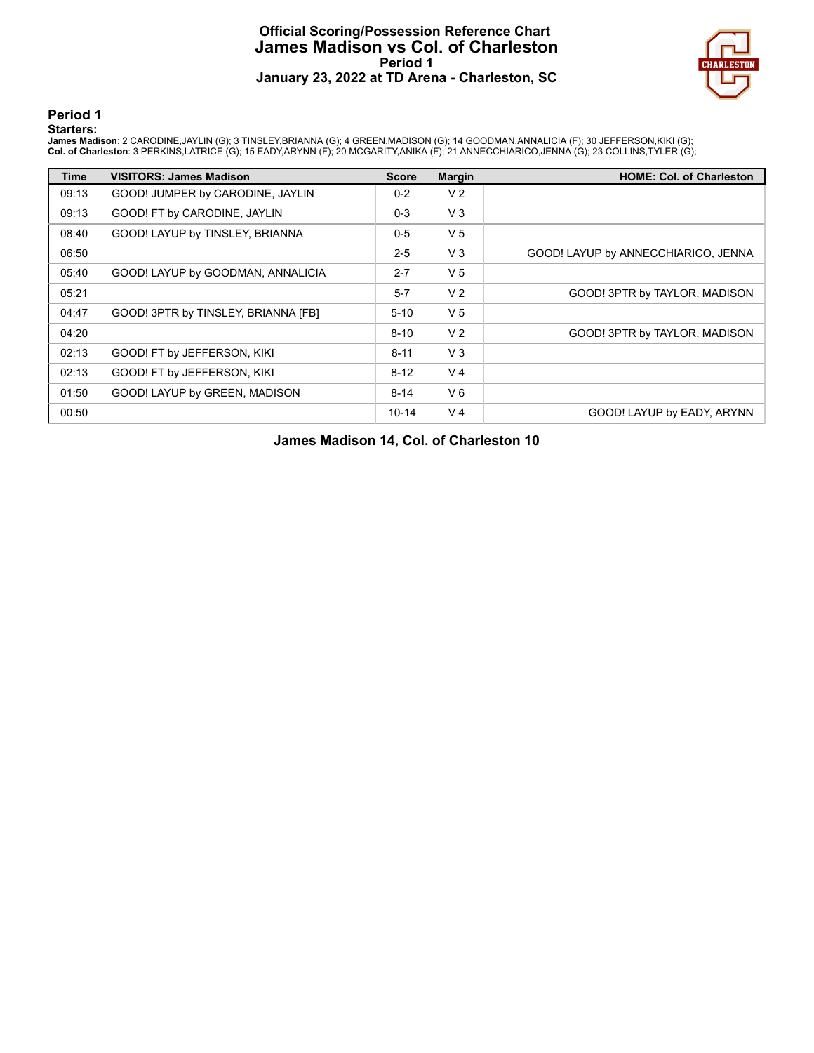# Official Scoring/Possession Reference Chart
# James Madison vs Col. of Charleston
## Period 1
## January 23, 2022 at TD Arena - Charleston, SC

### Period 1

**Starters:**

**James Madison**: 2 CARODINE,JAYLIN (G); 3 TINSLEY,BRIANNA (G); 4 GREEN,MADISON (G); 14 GOODMAN,ANNALICIA (F); 30 JEFFERSON,KIKI (G);
**Col. of Charleston**: 3 PERKINS,LATRICE (G); 15 EADY,ARYNN (F); 20 MCGARITY,ANIKA (F); 21 ANNECCHIARICO,JENNA (G); 23 COLLINS,TYLER (G);

| Time | VISITORS: James Madison | Score | Margin | HOME: Col. of Charleston |
|---|---|---|---|---|
| 09:13 | GOOD! JUMPER by CARODINE, JAYLIN | 0-2 | V 2 | |
| 09:13 | GOOD! FT by CARODINE, JAYLIN | 0-3 | V 3 | |
| 08:40 | GOOD! LAYUP by TINSLEY, BRIANNA | 0-5 | V 5 | |
| 06:50 | | 2-5 | V 3 | GOOD! LAYUP by ANNECCHIARICO, JENNA |
| 05:40 | GOOD! LAYUP by GOODMAN, ANNALICIA | 2-7 | V 5 | |
| 05:21 | | 5-7 | V 2 | GOOD! 3PTR by TAYLOR, MADISON |
| 04:47 | GOOD! 3PTR by TINSLEY, BRIANNA [FB] | 5-10 | V 5 | |
| 04:20 | | 8-10 | V 2 | GOOD! 3PTR by TAYLOR, MADISON |
| 02:13 | GOOD! FT by JEFFERSON, KIKI | 8-11 | V 3 | |
| 02:13 | GOOD! FT by JEFFERSON, KIKI | 8-12 | V 4 | |
| 01:50 | GOOD! LAYUP by GREEN, MADISON | 8-14 | V 6 | |
| 00:50 | | 10-14 | V 4 | GOOD! LAYUP by EADY, ARYNN |

**James Madison 14, Col. of Charleston 10**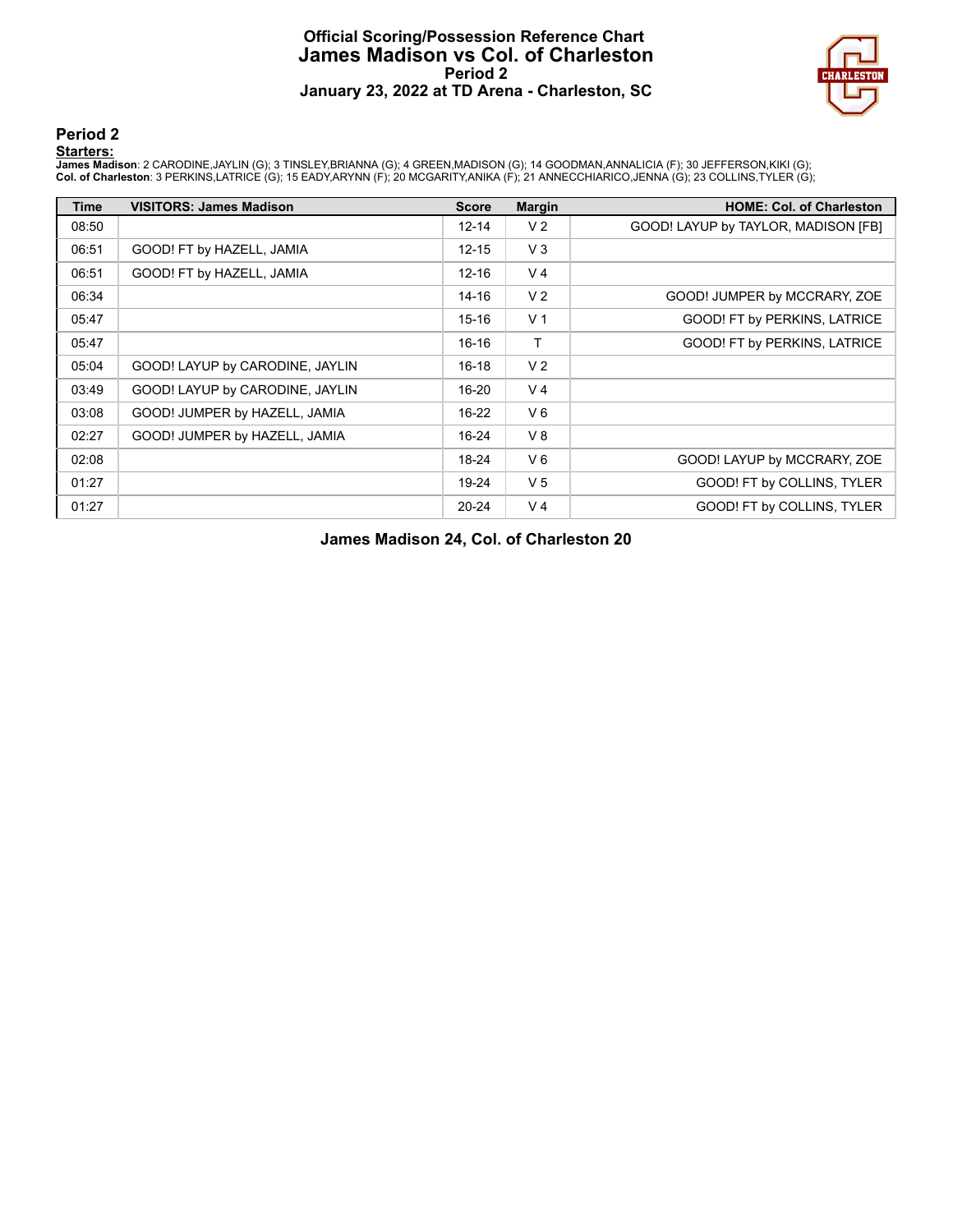# Official Scoring/Possession Reference Chart
## James Madison vs Col. of Charleston
### Period 2
### January 23, 2022 at TD Arena - Charleston, SC

## Period 2

**Starters:**

**James Madison**: 2 CARODINE,JAYLIN (G); 3 TINSLEY,BRIANNA (G); 4 GREEN,MADISON (G); 14 GOODMAN,ANNALICIA (F); 30 JEFFERSON,KIKI (G);
**Col. of Charleston**: 3 PERKINS,LATRICE (G); 15 EADY,ARYNN (F); 20 MCGARITY,ANIKA (F); 21 ANNECCHIARICO,JENNA (G); 23 COLLINS,TYLER (G);

| Time | VISITORS: James Madison | Score | Margin | HOME: Col. of Charleston |
|---|---|---|---|---|
| 08:50 | | 12-14 | V 2 | GOOD! LAYUP by TAYLOR, MADISON [FB] |
| 06:51 | GOOD! FT by HAZELL, JAMIA | 12-15 | V 3 | |
| 06:51 | GOOD! FT by HAZELL, JAMIA | 12-16 | V 4 | |
| 06:34 | | 14-16 | V 2 | GOOD! JUMPER by MCCRARY, ZOE |
| 05:47 | | 15-16 | V 1 | GOOD! FT by PERKINS, LATRICE |
| 05:47 | | 16-16 | T | GOOD! FT by PERKINS, LATRICE |
| 05:04 | GOOD! LAYUP by CARODINE, JAYLIN | 16-18 | V 2 | |
| 03:49 | GOOD! LAYUP by CARODINE, JAYLIN | 16-20 | V 4 | |
| 03:08 | GOOD! JUMPER by HAZELL, JAMIA | 16-22 | V 6 | |
| 02:27 | GOOD! JUMPER by HAZELL, JAMIA | 16-24 | V 8 | |
| 02:08 | | 18-24 | V 6 | GOOD! LAYUP by MCCRARY, ZOE |
| 01:27 | | 19-24 | V 5 | GOOD! FT by COLLINS, TYLER |
| 01:27 | | 20-24 | V 4 | GOOD! FT by COLLINS, TYLER |

**James Madison 24, Col. of Charleston 20**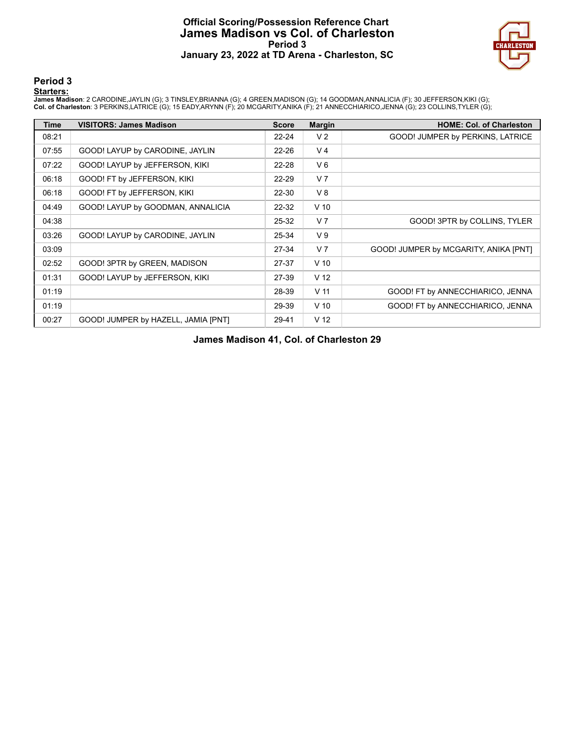# Official Scoring/Possession Reference Chart
## James Madison vs Col. of Charleston
### Period 3
### January 23, 2022 at TD Arena - Charleston, SC

## Period 3

**Starters:**

**James Madison**: 2 CARODINE,JAYLIN (G); 3 TINSLEY,BRIANNA (G); 4 GREEN,MADISON (G); 14 GOODMAN,ANNALICIA (F); 30 JEFFERSON,KIKI (G);
**Col. of Charleston**: 3 PERKINS,LATRICE (G); 15 EADY,ARYNN (F); 20 MCGARITY,ANIKA (F); 21 ANNECCHIARICO,JENNA (G); 23 COLLINS,TYLER (G);

| Time | VISITORS: James Madison | Score | Margin | HOME: Col. of Charleston |
|---|---|---|---|---|
| 08:21 | | 22-24 | V 2 | GOOD! JUMPER by PERKINS, LATRICE |
| 07:55 | GOOD! LAYUP by CARODINE, JAYLIN | 22-26 | V 4 | |
| 07:22 | GOOD! LAYUP by JEFFERSON, KIKI | 22-28 | V 6 | |
| 06:18 | GOOD! FT by JEFFERSON, KIKI | 22-29 | V 7 | |
| 06:18 | GOOD! FT by JEFFERSON, KIKI | 22-30 | V 8 | |
| 04:49 | GOOD! LAYUP by GOODMAN, ANNALICIA | 22-32 | V 10 | |
| 04:38 | | 25-32 | V 7 | GOOD! 3PTR by COLLINS, TYLER |
| 03:26 | GOOD! LAYUP by CARODINE, JAYLIN | 25-34 | V 9 | |
| 03:09 | | 27-34 | V 7 | GOOD! JUMPER by MCGARITY, ANIKA [PNT] |
| 02:52 | GOOD! 3PTR by GREEN, MADISON | 27-37 | V 10 | |
| 01:31 | GOOD! LAYUP by JEFFERSON, KIKI | 27-39 | V 12 | |
| 01:19 | | 28-39 | V 11 | GOOD! FT by ANNECCHIARICO, JENNA |
| 01:19 | | 29-39 | V 10 | GOOD! FT by ANNECCHIARICO, JENNA |
| 00:27 | GOOD! JUMPER by HAZELL, JAMIA [PNT] | 29-41 | V 12 | |

**James Madison 41, Col. of Charleston 29**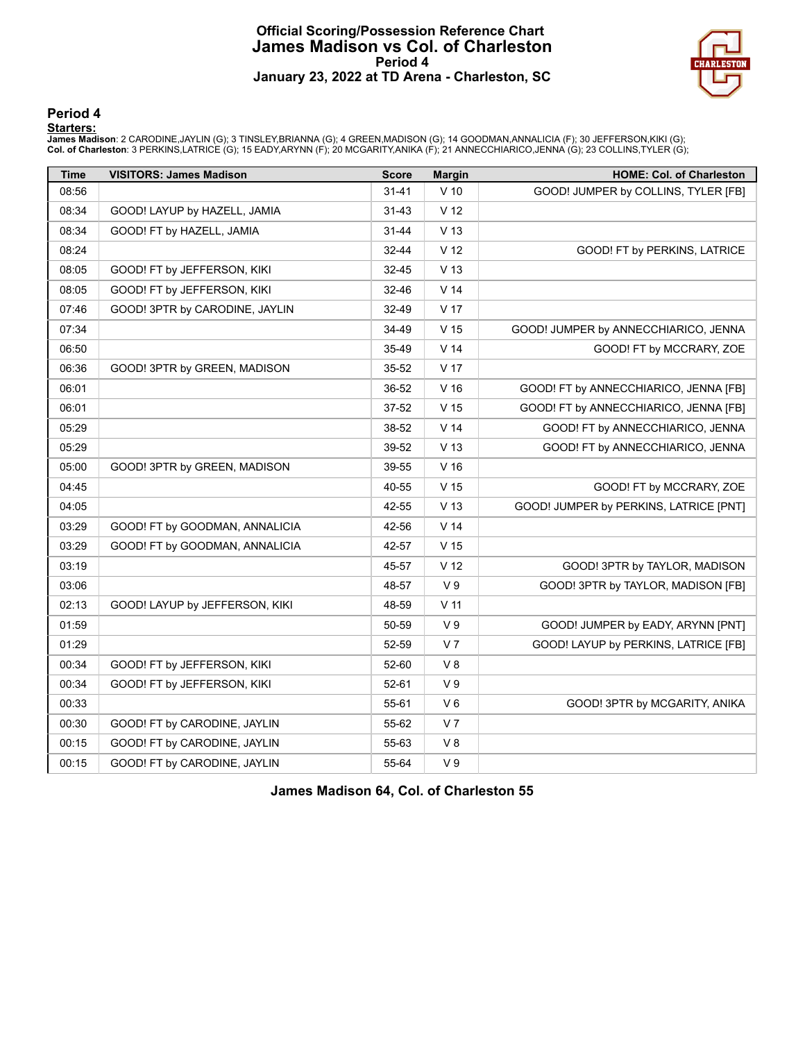# Official Scoring/Possession Reference Chart
## James Madison vs Col. of Charleston
### Period 4
### January 23, 2022 at TD Arena - Charleston, SC

### Period 4

**Starters:**

**James Madison**: 2 CARODINE,JAYLIN (G); 3 TINSLEY,BRIANNA (G); 4 GREEN,MADISON (G); 14 GOODMAN,ANNALICIA (F); 30 JEFFERSON,KIKI (G);
**Col. of Charleston**: 3 PERKINS,LATRICE (G); 15 EADY,ARYNN (F); 20 MCGARITY,ANIKA (F); 21 ANNECCHIARICO,JENNA (G); 23 COLLINS,TYLER (G);

| Time | VISITORS: James Madison | Score | Margin | HOME: Col. of Charleston |
|---|---|---|---|---|
| 08:56 | | 31-41 | V 10 | GOOD! JUMPER by COLLINS, TYLER [FB] |
| 08:34 | GOOD! LAYUP by HAZELL, JAMIA | 31-43 | V 12 | |
| 08:34 | GOOD! FT by HAZELL, JAMIA | 31-44 | V 13 | |
| 08:24 | | 32-44 | V 12 | GOOD! FT by PERKINS, LATRICE |
| 08:05 | GOOD! FT by JEFFERSON, KIKI | 32-45 | V 13 | |
| 08:05 | GOOD! FT by JEFFERSON, KIKI | 32-46 | V 14 | |
| 07:46 | GOOD! 3PTR by CARODINE, JAYLIN | 32-49 | V 17 | |
| 07:34 | | 34-49 | V 15 | GOOD! JUMPER by ANNECCHIARICO, JENNA |
| 06:50 | | 35-49 | V 14 | GOOD! FT by MCCRARY, ZOE |
| 06:36 | GOOD! 3PTR by GREEN, MADISON | 35-52 | V 17 | |
| 06:01 | | 36-52 | V 16 | GOOD! FT by ANNECCHIARICO, JENNA [FB] |
| 06:01 | | 37-52 | V 15 | GOOD! FT by ANNECCHIARICO, JENNA [FB] |
| 05:29 | | 38-52 | V 14 | GOOD! FT by ANNECCHIARICO, JENNA |
| 05:29 | | 39-52 | V 13 | GOOD! FT by ANNECCHIARICO, JENNA |
| 05:00 | GOOD! 3PTR by GREEN, MADISON | 39-55 | V 16 | |
| 04:45 | | 40-55 | V 15 | GOOD! FT by MCCRARY, ZOE |
| 04:05 | | 42-55 | V 13 | GOOD! JUMPER by PERKINS, LATRICE [PNT] |
| 03:29 | GOOD! FT by GOODMAN, ANNALICIA | 42-56 | V 14 | |
| 03:29 | GOOD! FT by GOODMAN, ANNALICIA | 42-57 | V 15 | |
| 03:19 | | 45-57 | V 12 | GOOD! 3PTR by TAYLOR, MADISON |
| 03:06 | | 48-57 | V 9 | GOOD! 3PTR by TAYLOR, MADISON [FB] |
| 02:13 | GOOD! LAYUP by JEFFERSON, KIKI | 48-59 | V 11 | |
| 01:59 | | 50-59 | V 9 | GOOD! JUMPER by EADY, ARYNN [PNT] |
| 01:29 | | 52-59 | V 7 | GOOD! LAYUP by PERKINS, LATRICE [FB] |
| 00:34 | GOOD! FT by JEFFERSON, KIKI | 52-60 | V 8 | |
| 00:34 | GOOD! FT by JEFFERSON, KIKI | 52-61 | V 9 | |
| 00:33 | | 55-61 | V 6 | GOOD! 3PTR by MCGARITY, ANIKA |
| 00:30 | GOOD! FT by CARODINE, JAYLIN | 55-62 | V 7 | |
| 00:15 | GOOD! FT by CARODINE, JAYLIN | 55-63 | V 8 | |
| 00:15 | GOOD! FT by CARODINE, JAYLIN | 55-64 | V 9 | |

**James Madison 64, Col. of Charleston 55**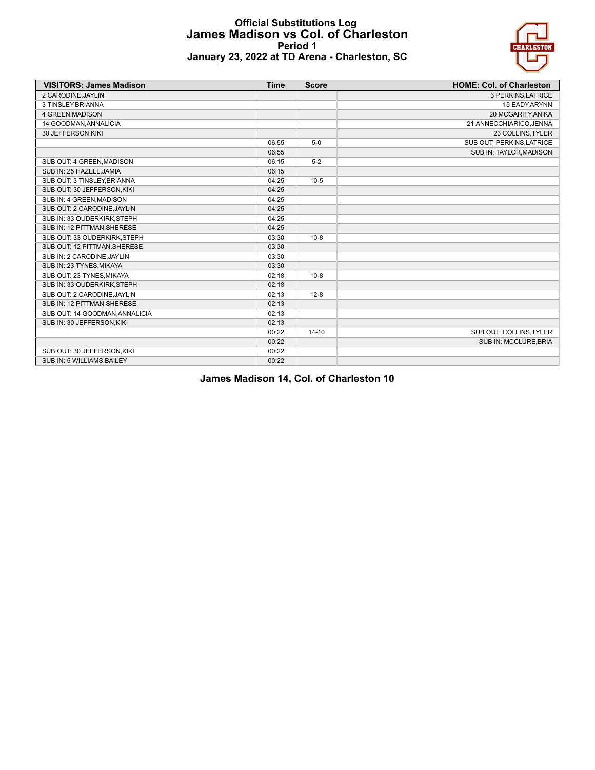# Official Substitutions Log
## James Madison vs Col. of Charleston
### Period 1
### January 23, 2022 at TD Arena - Charleston, SC

| VISITORS: James Madison | Time | Score | HOME: Col. of Charleston |
|---|---|---|---|
| 2 CARODINE,JAYLIN | | | 3 PERKINS,LATRICE |
| 3 TINSLEY,BRIANNA | | | 15 EADY,ARYNN |
| 4 GREEN,MADISON | | | 20 MCGARITY,ANIKA |
| 14 GOODMAN,ANNALICIA | | | 21 ANNECCHIARICO,JENNA |
| 30 JEFFERSON,KIKI | | | 23 COLLINS,TYLER |
| | 06:55 | 5-0 | SUB OUT: PERKINS,LATRICE |
| | 06:55 | | SUB IN: TAYLOR,MADISON |
| SUB OUT: 4 GREEN,MADISON | 06:15 | 5-2 | |
| SUB IN: 25 HAZELL,JAMIA | 06:15 | | |
| SUB OUT: 3 TINSLEY,BRIANNA | 04:25 | 10-5 | |
| SUB OUT: 30 JEFFERSON,KIKI | 04:25 | | |
| SUB IN: 4 GREEN,MADISON | 04:25 | | |
| SUB OUT: 2 CARODINE,JAYLIN | 04:25 | | |
| SUB IN: 33 OUDERKIRK,STEPH | 04:25 | | |
| SUB IN: 12 PITTMAN,SHERESE | 04:25 | | |
| SUB OUT: 33 OUDERKIRK,STEPH | 03:30 | 10-8 | |
| SUB OUT: 12 PITTMAN,SHERESE | 03:30 | | |
| SUB IN: 2 CARODINE,JAYLIN | 03:30 | | |
| SUB IN: 23 TYNES,MIKAYA | 03:30 | | |
| SUB OUT: 23 TYNES,MIKAYA | 02:18 | 10-8 | |
| SUB IN: 33 OUDERKIRK,STEPH | 02:18 | | |
| SUB OUT: 2 CARODINE,JAYLIN | 02:13 | 12-8 | |
| SUB IN: 12 PITTMAN,SHERESE | 02:13 | | |
| SUB OUT: 14 GOODMAN,ANNALICIA | 02:13 | | |
| SUB IN: 30 JEFFERSON,KIKI | 02:13 | | |
| | 00:22 | 14-10 | SUB OUT: COLLINS,TYLER |
| | 00:22 | | SUB IN: MCCLURE,BRIA |
| SUB OUT: 30 JEFFERSON,KIKI | 00:22 | | |
| SUB IN: 5 WILLIAMS,BAILEY | 00:22 | | |

**James Madison 14, Col. of Charleston 10**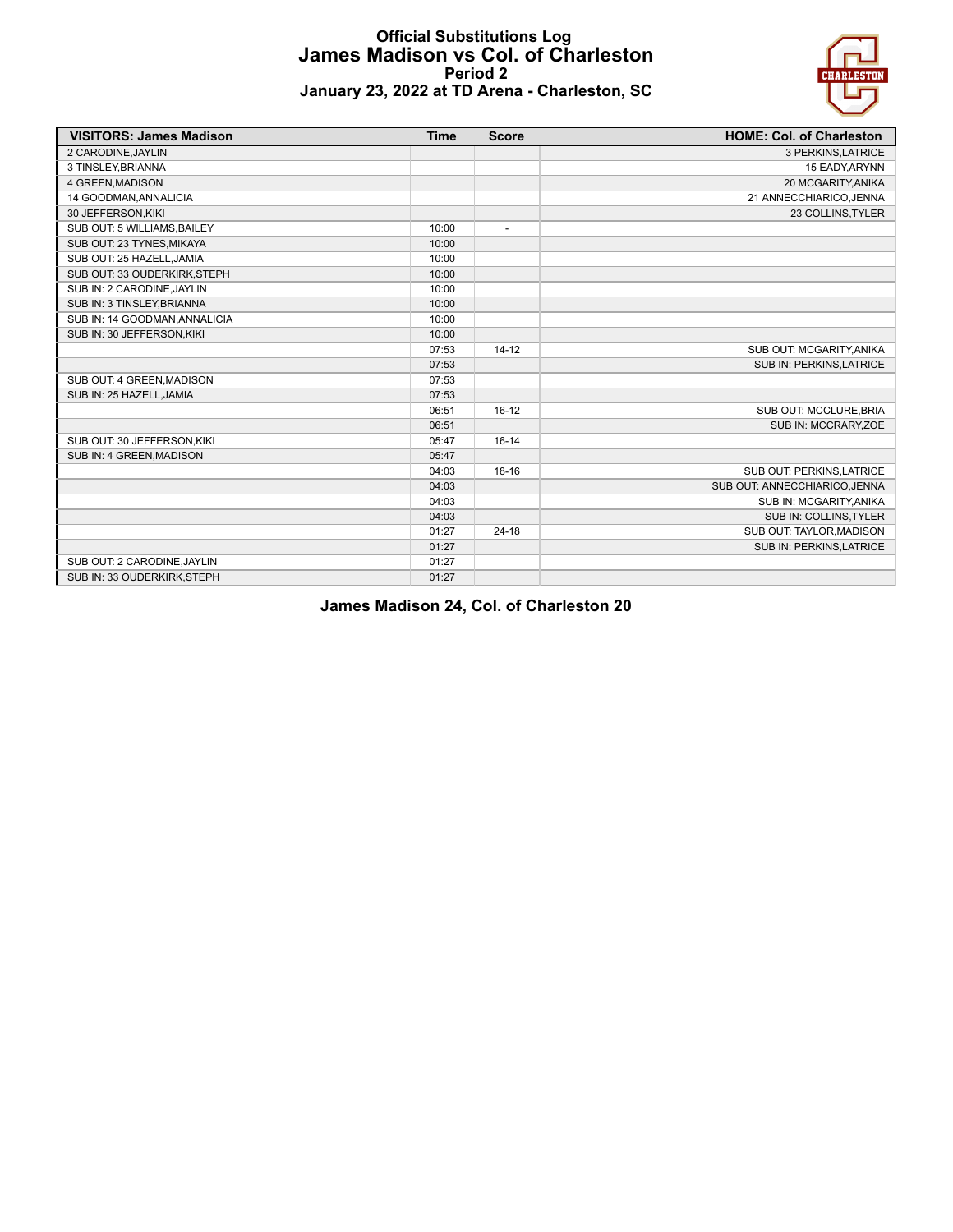# Official Substitutions Log
## James Madison vs Col. of Charleston
### Period 2
### January 23, 2022 at TD Arena - Charleston, SC

| VISITORS: James Madison | Time | Score | HOME: Col. of Charleston |
|---|---|---|---|
| 2 CARODINE,JAYLIN | | | 3 PERKINS,LATRICE |
| 3 TINSLEY,BRIANNA | | | 15 EADY,ARYNN |
| 4 GREEN,MADISON | | | 20 MCGARITY,ANIKA |
| 14 GOODMAN,ANNALICIA | | | 21 ANNECCHIARICO,JENNA |
| 30 JEFFERSON,KIKI | | | 23 COLLINS,TYLER |
| SUB OUT: 5 WILLIAMS,BAILEY | 10:00 | - | |
| SUB OUT: 23 TYNES,MIKAYA | 10:00 | | |
| SUB OUT: 25 HAZELL,JAMIA | 10:00 | | |
| SUB OUT: 33 OUDERKIRK,STEPH | 10:00 | | |
| SUB IN: 2 CARODINE,JAYLIN | 10:00 | | |
| SUB IN: 3 TINSLEY,BRIANNA | 10:00 | | |
| SUB IN: 14 GOODMAN,ANNALICIA | 10:00 | | |
| SUB IN: 30 JEFFERSON,KIKI | 10:00 | | |
| | 07:53 | 14-12 | SUB OUT: MCGARITY,ANIKA |
| | 07:53 | | SUB IN: PERKINS,LATRICE |
| SUB OUT: 4 GREEN,MADISON | 07:53 | | |
| SUB IN: 25 HAZELL,JAMIA | 07:53 | | |
| | 06:51 | 16-12 | SUB OUT: MCCLURE,BRIA |
| | 06:51 | | SUB IN: MCCRARY,ZOE |
| SUB OUT: 30 JEFFERSON,KIKI | 05:47 | 16-14 | |
| SUB IN: 4 GREEN,MADISON | 05:47 | | |
| | 04:03 | 18-16 | SUB OUT: PERKINS,LATRICE |
| | 04:03 | | SUB OUT: ANNECCHIARICO,JENNA |
| | 04:03 | | SUB IN: MCGARITY,ANIKA |
| | 04:03 | | SUB IN: COLLINS,TYLER |
| | 01:27 | 24-18 | SUB OUT: TAYLOR,MADISON |
| | 01:27 | | SUB IN: PERKINS,LATRICE |
| SUB OUT: 2 CARODINE,JAYLIN | 01:27 | | |
| SUB IN: 33 OUDERKIRK,STEPH | 01:27 | | |

**James Madison 24, Col. of Charleston 20**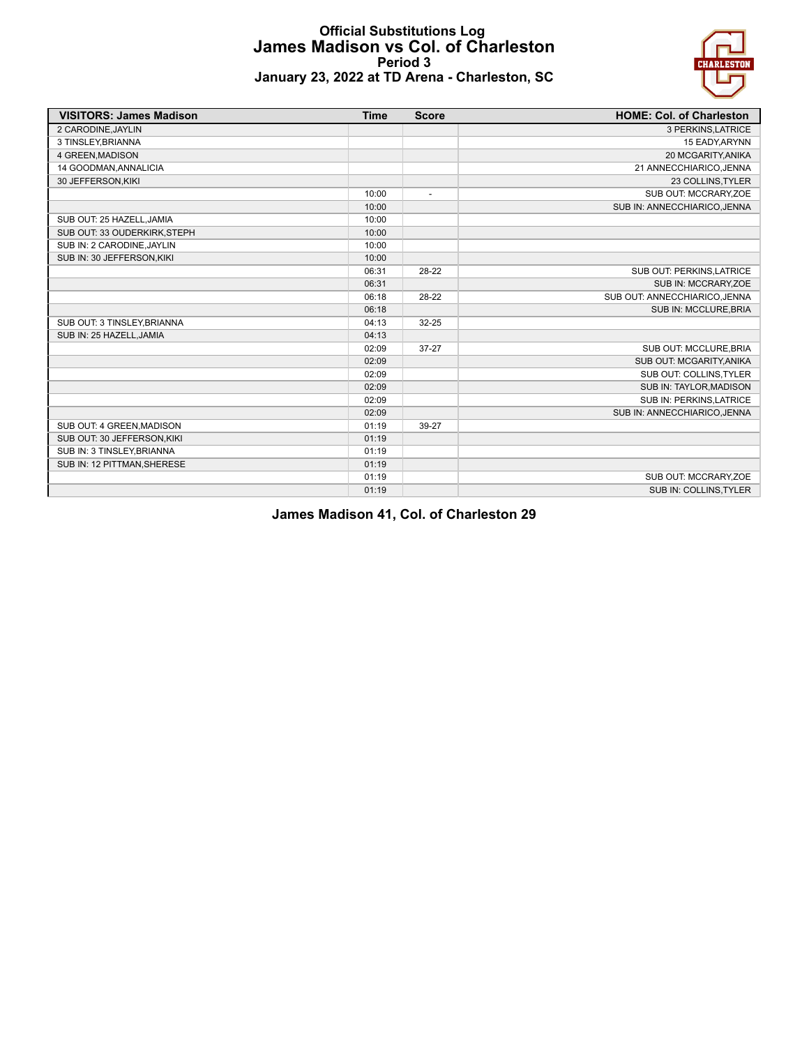# Official Substitutions Log
## James Madison vs Col. of Charleston
### Period 3
### January 23, 2022 at TD Arena - Charleston, SC

| VISITORS: James Madison | Time | Score | HOME: Col. of Charleston |
|---|---|---|---|
| 2 CARODINE,JAYLIN | | | 3 PERKINS,LATRICE |
| 3 TINSLEY,BRIANNA | | | 15 EADY,ARYNN |
| 4 GREEN,MADISON | | | 20 MCGARITY,ANIKA |
| 14 GOODMAN,ANNALICIA | | | 21 ANNECCHIARICO,JENNA |
| 30 JEFFERSON,KIKI | | | 23 COLLINS,TYLER |
| | 10:00 | - | SUB OUT: MCCRARY,ZOE |
| | 10:00 | | SUB IN: ANNECCHIARICO,JENNA |
| SUB OUT: 25 HAZELL,JAMIA | 10:00 | | |
| SUB OUT: 33 OUDERKIRK,STEPH | 10:00 | | |
| SUB IN: 2 CARODINE,JAYLIN | 10:00 | | |
| SUB IN: 30 JEFFERSON,KIKI | 10:00 | | |
| | 06:31 | 28-22 | SUB OUT: PERKINS,LATRICE |
| | 06:31 | | SUB IN: MCCRARY,ZOE |
| | 06:18 | 28-22 | SUB OUT: ANNECCHIARICO,JENNA |
| | 06:18 | | SUB IN: MCCLURE,BRIA |
| SUB OUT: 3 TINSLEY,BRIANNA | 04:13 | 32-25 | |
| SUB IN: 25 HAZELL,JAMIA | 04:13 | | |
| | 02:09 | 37-27 | SUB OUT: MCCLURE,BRIA |
| | 02:09 | | SUB OUT: MCGARITY,ANIKA |
| | 02:09 | | SUB OUT: COLLINS,TYLER |
| | 02:09 | | SUB IN: TAYLOR,MADISON |
| | 02:09 | | SUB IN: PERKINS,LATRICE |
| | 02:09 | | SUB IN: ANNECCHIARICO,JENNA |
| SUB OUT: 4 GREEN,MADISON | 01:19 | 39-27 | |
| SUB OUT: 30 JEFFERSON,KIKI | 01:19 | | |
| SUB IN: 3 TINSLEY,BRIANNA | 01:19 | | |
| SUB IN: 12 PITTMAN,SHERESE | 01:19 | | |
| | 01:19 | | SUB OUT: MCCRARY,ZOE |
| | 01:19 | | SUB IN: COLLINS,TYLER |

**James Madison 41, Col. of Charleston 29**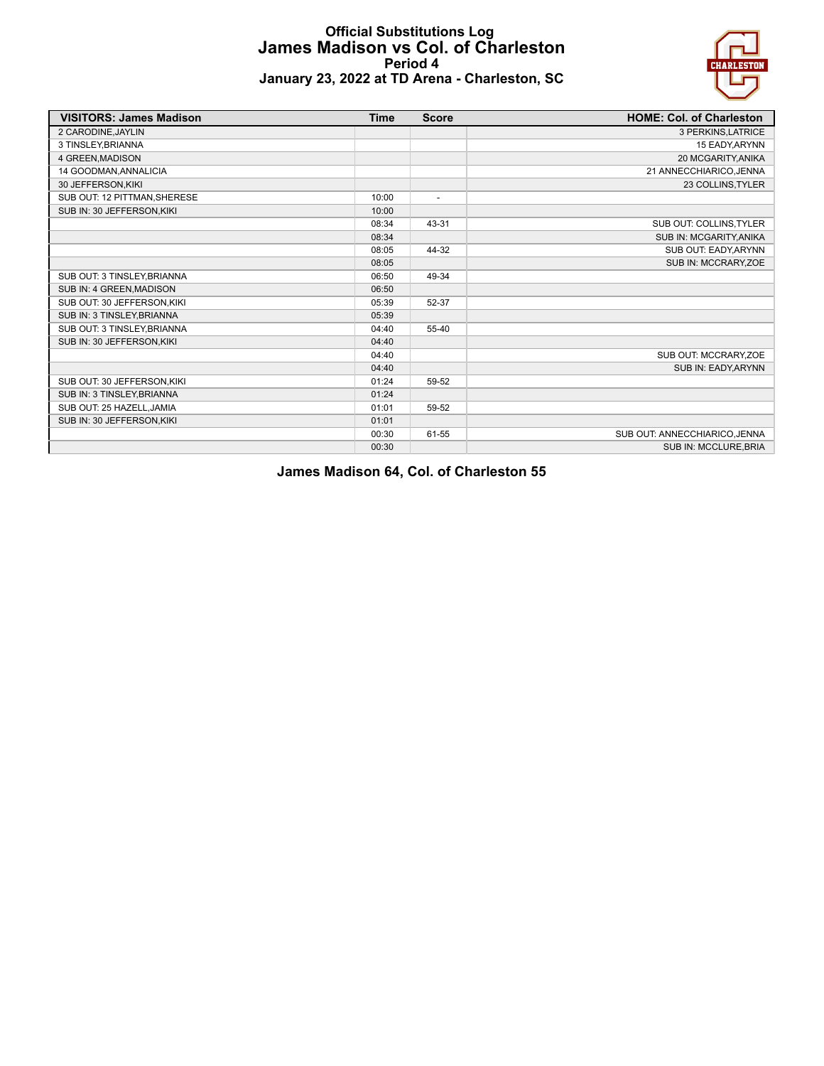# Official Substitutions Log
## James Madison vs Col. of Charleston
### Period 4
### January 23, 2022 at TD Arena - Charleston, SC

| VISITORS: James Madison | Time | Score | HOME: Col. of Charleston |
|---|---|---|---|
| 2 CARODINE,JAYLIN | | | 3 PERKINS,LATRICE |
| 3 TINSLEY,BRIANNA | | | 15 EADY,ARYNN |
| 4 GREEN,MADISON | | | 20 MCGARITY,ANIKA |
| 14 GOODMAN,ANNALICIA | | | 21 ANNECCHIARICO,JENNA |
| 30 JEFFERSON,KIKI | | | 23 COLLINS,TYLER |
| SUB OUT: 12 PITTMAN,SHERESE | 10:00 | - | |
| SUB IN: 30 JEFFERSON,KIKI | 10:00 | | |
| | 08:34 | 43-31 | SUB OUT: COLLINS,TYLER |
| | 08:34 | | SUB IN: MCGARITY,ANIKA |
| | 08:05 | 44-32 | SUB OUT: EADY,ARYNN |
| | 08:05 | | SUB IN: MCCRARY,ZOE |
| SUB OUT: 3 TINSLEY,BRIANNA | 06:50 | 49-34 | |
| SUB IN: 4 GREEN,MADISON | 06:50 | | |
| SUB OUT: 30 JEFFERSON,KIKI | 05:39 | 52-37 | |
| SUB IN: 3 TINSLEY,BRIANNA | 05:39 | | |
| SUB OUT: 3 TINSLEY,BRIANNA | 04:40 | 55-40 | |
| SUB IN: 30 JEFFERSON,KIKI | 04:40 | | |
| | 04:40 | | SUB OUT: MCCRARY,ZOE |
| | 04:40 | | SUB IN: EADY,ARYNN |
| SUB OUT: 30 JEFFERSON,KIKI | 01:24 | 59-52 | |
| SUB IN: 3 TINSLEY,BRIANNA | 01:24 | | |
| SUB OUT: 25 HAZELL,JAMIA | 01:01 | 59-52 | |
| SUB IN: 30 JEFFERSON,KIKI | 01:01 | | |
| | 00:30 | 61-55 | SUB OUT: ANNECCHIARICO,JENNA |
| | 00:30 | | SUB IN: MCCLURE,BRIA |

**James Madison 64, Col. of Charleston 55**